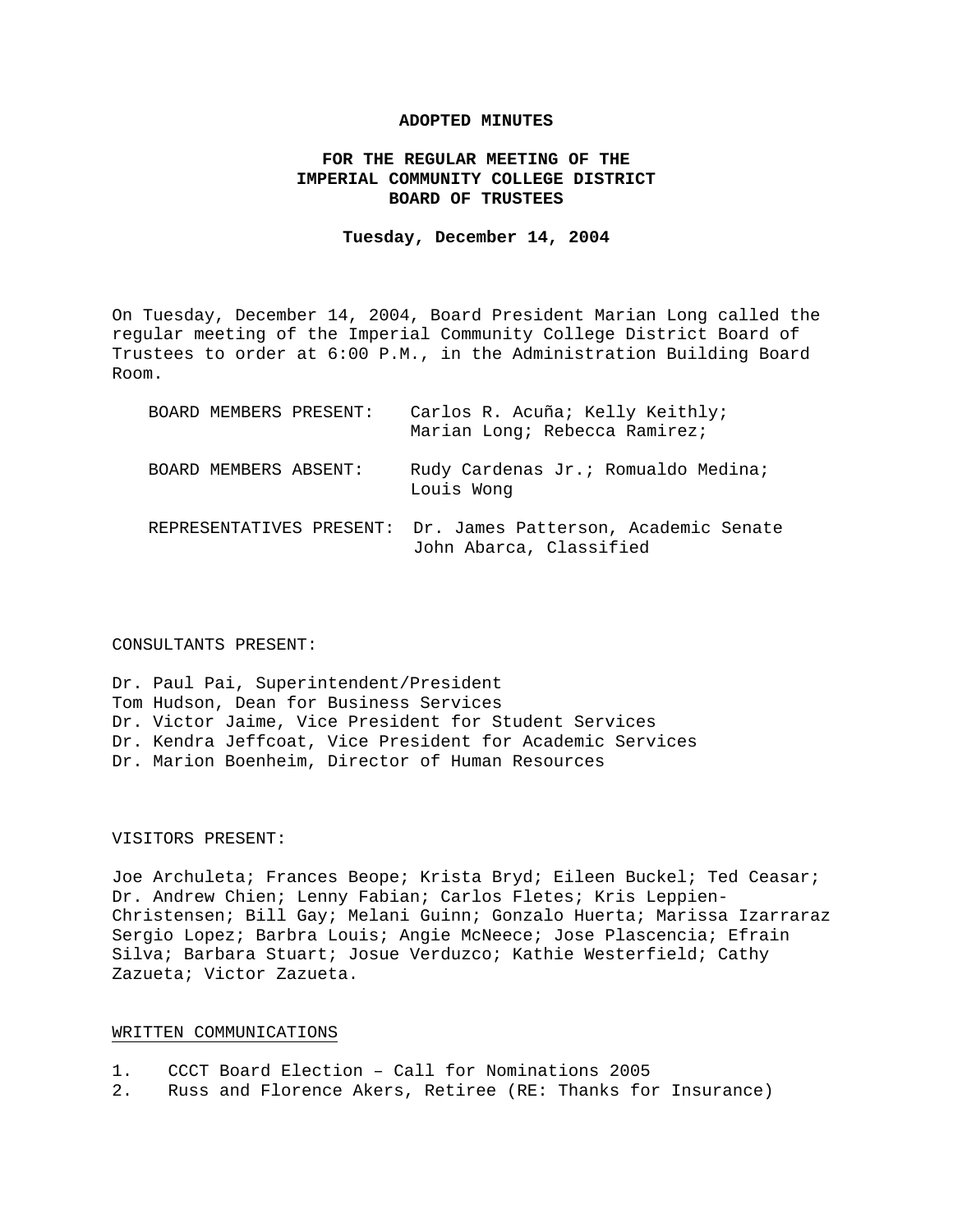**ADOPTED MINUTES**

**FOR THE REGULAR MEETING OF THE IMPERIAL COMMUNITY COLLEGE DISTRICT BOARD OF TRUSTEES**

**Tuesday, December 14, 2004**

On Tuesday, December 14, 2004, Board President Marian Long called the regular meeting of the Imperial Community College District Board of Trustees to order at 6:00 P.M., in the Administration Building Board Room.

| | |
|---|---|
| BOARD MEMBERS PRESENT: | Carlos R. Acuña; Kelly Keithly; Marian Long; Rebecca Ramirez; |
| BOARD MEMBERS ABSENT: | Rudy Cardenas Jr.; Romualdo Medina; Louis Wong |
| REPRESENTATIVES PRESENT: | Dr. James Patterson, Academic Senate<br>John Abarca, Classified |

CONSULTANTS PRESENT:

Dr. Paul Pai, Superintendent/President
Tom Hudson, Dean for Business Services
Dr. Victor Jaime, Vice President for Student Services
Dr. Kendra Jeffcoat, Vice President for Academic Services
Dr. Marion Boenheim, Director of Human Resources

VISITORS PRESENT:

Joe Archuleta; Frances Beope; Krista Bryd; Eileen Buckel; Ted Ceasar; Dr. Andrew Chien; Lenny Fabian; Carlos Fletes; Kris Leppien-Christensen; Bill Gay; Melani Guinn; Gonzalo Huerta; Marissa Izarraraz Sergio Lopez; Barbra Louis; Angie McNeece; Jose Plascencia; Efrain Silva; Barbara Stuart; Josue Verduzco; Kathie Westerfield; Cathy Zazueta; Victor Zazueta.

WRITTEN COMMUNICATIONS

1. CCCT Board Election – Call for Nominations 2005
2. Russ and Florence Akers, Retiree (RE: Thanks for Insurance)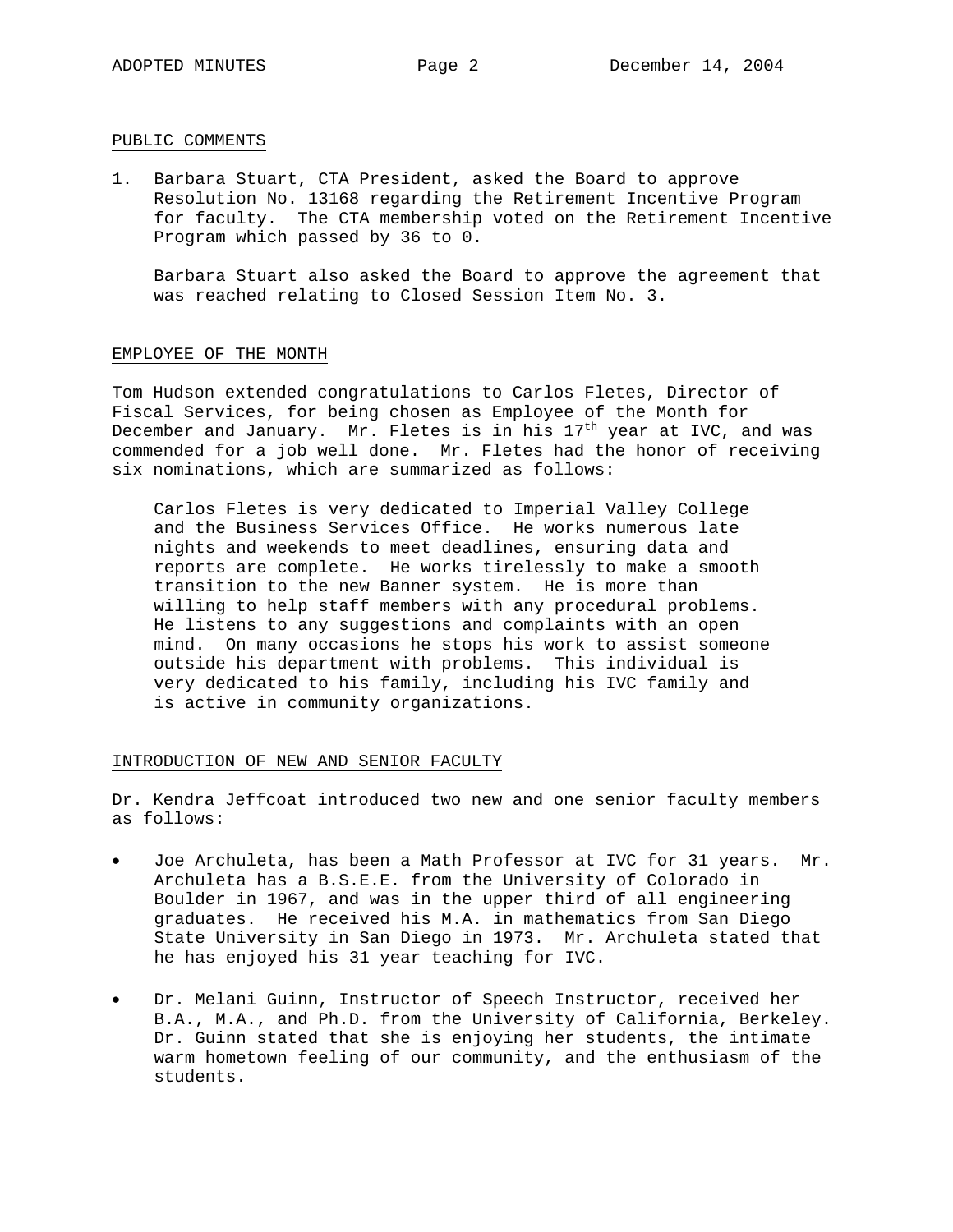## PUBLIC COMMENTS

1. Barbara Stuart, CTA President, asked the Board to approve Resolution No. 13168 regarding the Retirement Incentive Program for faculty. The CTA membership voted on the Retirement Incentive Program which passed by 36 to 0.

   Barbara Stuart also asked the Board to approve the agreement that was reached relating to Closed Session Item No. 3.

## EMPLOYEE OF THE MONTH

Tom Hudson extended congratulations to Carlos Fletes, Director of Fiscal Services, for being chosen as Employee of the Month for December and January. Mr. Fletes is in his 17th year at IVC, and was commended for a job well done. Mr. Fletes had the honor of receiving six nominations, which are summarized as follows:

> Carlos Fletes is very dedicated to Imperial Valley College and the Business Services Office. He works numerous late nights and weekends to meet deadlines, ensuring data and reports are complete. He works tirelessly to make a smooth transition to the new Banner system. He is more than willing to help staff members with any procedural problems. He listens to any suggestions and complaints with an open mind. On many occasions he stops his work to assist someone outside his department with problems. This individual is very dedicated to his family, including his IVC family and is active in community organizations.

## INTRODUCTION OF NEW AND SENIOR FACULTY

Dr. Kendra Jeffcoat introduced two new and one senior faculty members as follows:

- Joe Archuleta, has been a Math Professor at IVC for 31 years. Mr. Archuleta has a B.S.E.E. from the University of Colorado in Boulder in 1967, and was in the upper third of all engineering graduates. He received his M.A. in mathematics from San Diego State University in San Diego in 1973. Mr. Archuleta stated that he has enjoyed his 31 year teaching for IVC.

- Dr. Melani Guinn, Instructor of Speech Instructor, received her B.A., M.A., and Ph.D. from the University of California, Berkeley. Dr. Guinn stated that she is enjoying her students, the intimate warm hometown feeling of our community, and the enthusiasm of the students.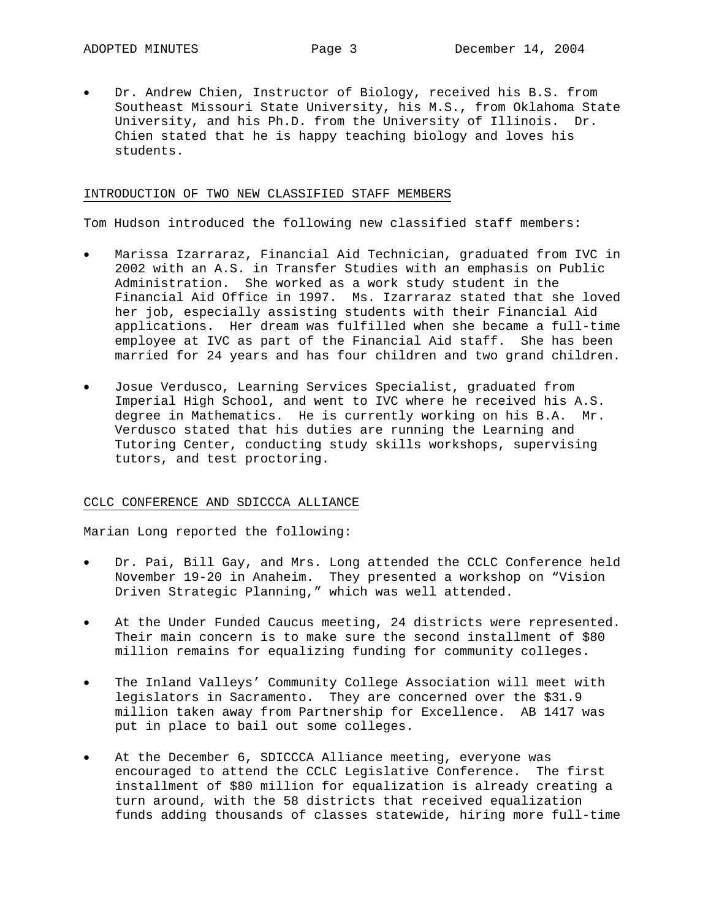- Dr. Andrew Chien, Instructor of Biology, received his B.S. from Southeast Missouri State University, his M.S., from Oklahoma State University, and his Ph.D. from the University of Illinois. Dr. Chien stated that he is happy teaching biology and loves his students.

## INTRODUCTION OF TWO NEW CLASSIFIED STAFF MEMBERS

Tom Hudson introduced the following new classified staff members:

- Marissa Izarraraz, Financial Aid Technician, graduated from IVC in 2002 with an A.S. in Transfer Studies with an emphasis on Public Administration. She worked as a work study student in the Financial Aid Office in 1997. Ms. Izarraraz stated that she loved her job, especially assisting students with their Financial Aid applications. Her dream was fulfilled when she became a full-time employee at IVC as part of the Financial Aid staff. She has been married for 24 years and has four children and two grand children.

- Josue Verdusco, Learning Services Specialist, graduated from Imperial High School, and went to IVC where he received his A.S. degree in Mathematics. He is currently working on his B.A. Mr. Verdusco stated that his duties are running the Learning and Tutoring Center, conducting study skills workshops, supervising tutors, and test proctoring.

## CCLC CONFERENCE AND SDICCCA ALLIANCE

Marian Long reported the following:

- Dr. Pai, Bill Gay, and Mrs. Long attended the CCLC Conference held November 19-20 in Anaheim. They presented a workshop on “Vision Driven Strategic Planning,” which was well attended.

- At the Under Funded Caucus meeting, 24 districts were represented. Their main concern is to make sure the second installment of $80 million remains for equalizing funding for community colleges.

- The Inland Valleys’ Community College Association will meet with legislators in Sacramento. They are concerned over the $31.9 million taken away from Partnership for Excellence. AB 1417 was put in place to bail out some colleges.

- At the December 6, SDICCCA Alliance meeting, everyone was encouraged to attend the CCLC Legislative Conference. The first installment of $80 million for equalization is already creating a turn around, with the 58 districts that received equalization funds adding thousands of classes statewide, hiring more full-time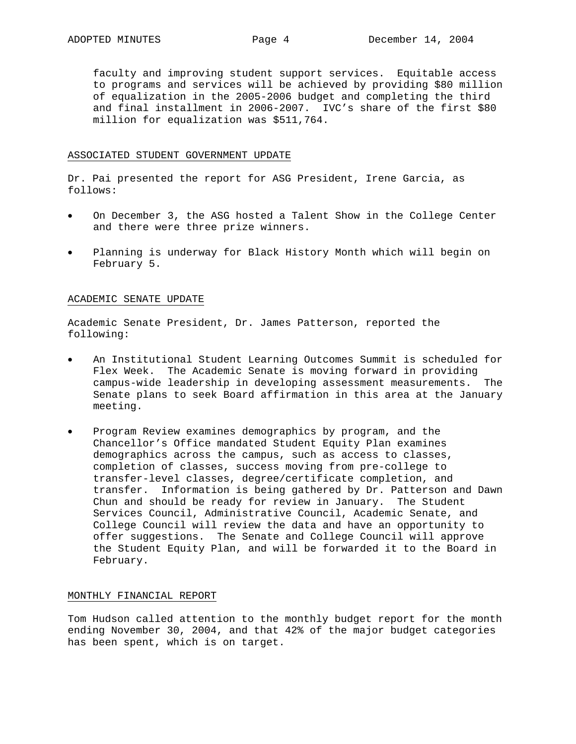faculty and improving student support services. Equitable access to programs and services will be achieved by providing $80 million of equalization in the 2005-2006 budget and completing the third and final installment in 2006-2007. IVC's share of the first $80 million for equalization was $511,764.

## ASSOCIATED STUDENT GOVERNMENT UPDATE

Dr. Pai presented the report for ASG President, Irene Garcia, as follows:

- On December 3, the ASG hosted a Talent Show in the College Center and there were three prize winners.
- Planning is underway for Black History Month which will begin on February 5.

## ACADEMIC SENATE UPDATE

Academic Senate President, Dr. James Patterson, reported the following:

- An Institutional Student Learning Outcomes Summit is scheduled for Flex Week. The Academic Senate is moving forward in providing campus-wide leadership in developing assessment measurements. The Senate plans to seek Board affirmation in this area at the January meeting.
- Program Review examines demographics by program, and the Chancellor's Office mandated Student Equity Plan examines demographics across the campus, such as access to classes, completion of classes, success moving from pre-college to transfer-level classes, degree/certificate completion, and transfer. Information is being gathered by Dr. Patterson and Dawn Chun and should be ready for review in January. The Student Services Council, Administrative Council, Academic Senate, and College Council will review the data and have an opportunity to offer suggestions. The Senate and College Council will approve the Student Equity Plan, and will be forwarded it to the Board in February.

## MONTHLY FINANCIAL REPORT

Tom Hudson called attention to the monthly budget report for the month ending November 30, 2004, and that 42% of the major budget categories has been spent, which is on target.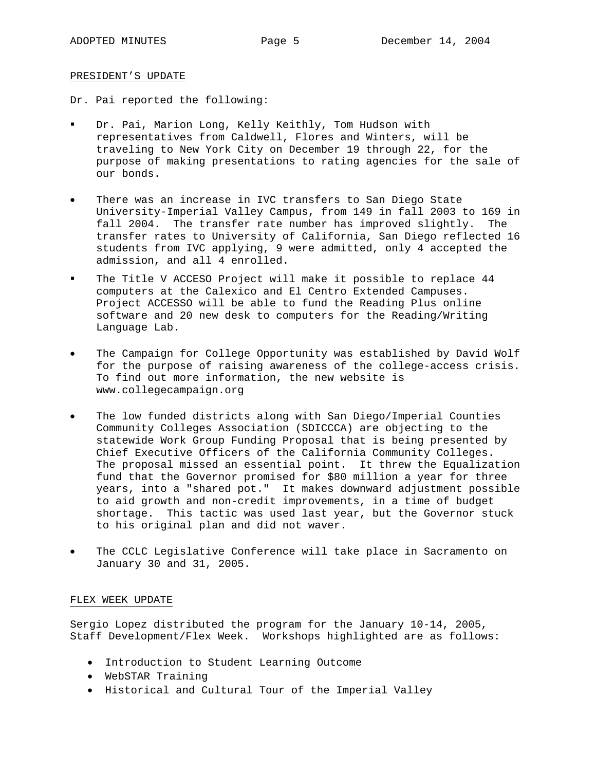## PRESIDENT'S UPDATE

Dr. Pai reported the following:

- Dr. Pai, Marion Long, Kelly Keithly, Tom Hudson with representatives from Caldwell, Flores and Winters, will be traveling to New York City on December 19 through 22, for the purpose of making presentations to rating agencies for the sale of our bonds.
- There was an increase in IVC transfers to San Diego State University-Imperial Valley Campus, from 149 in fall 2003 to 169 in fall 2004. The transfer rate number has improved slightly. The transfer rates to University of California, San Diego reflected 16 students from IVC applying, 9 were admitted, only 4 accepted the admission, and all 4 enrolled.
- The Title V ACCESO Project will make it possible to replace 44 computers at the Calexico and El Centro Extended Campuses. Project ACCESSO will be able to fund the Reading Plus online software and 20 new desk to computers for the Reading/Writing Language Lab.
- The Campaign for College Opportunity was established by David Wolf for the purpose of raising awareness of the college-access crisis. To find out more information, the new website is www.collegecampaign.org
- The low funded districts along with San Diego/Imperial Counties Community Colleges Association (SDICCCA) are objecting to the statewide Work Group Funding Proposal that is being presented by Chief Executive Officers of the California Community Colleges. The proposal missed an essential point. It threw the Equalization fund that the Governor promised for $80 million a year for three years, into a "shared pot." It makes downward adjustment possible to aid growth and non-credit improvements, in a time of budget shortage. This tactic was used last year, but the Governor stuck to his original plan and did not waver.
- The CCLC Legislative Conference will take place in Sacramento on January 30 and 31, 2005.

## FLEX WEEK UPDATE

Sergio Lopez distributed the program for the January 10-14, 2005, Staff Development/Flex Week. Workshops highlighted are as follows:

- Introduction to Student Learning Outcome
- WebSTAR Training
- Historical and Cultural Tour of the Imperial Valley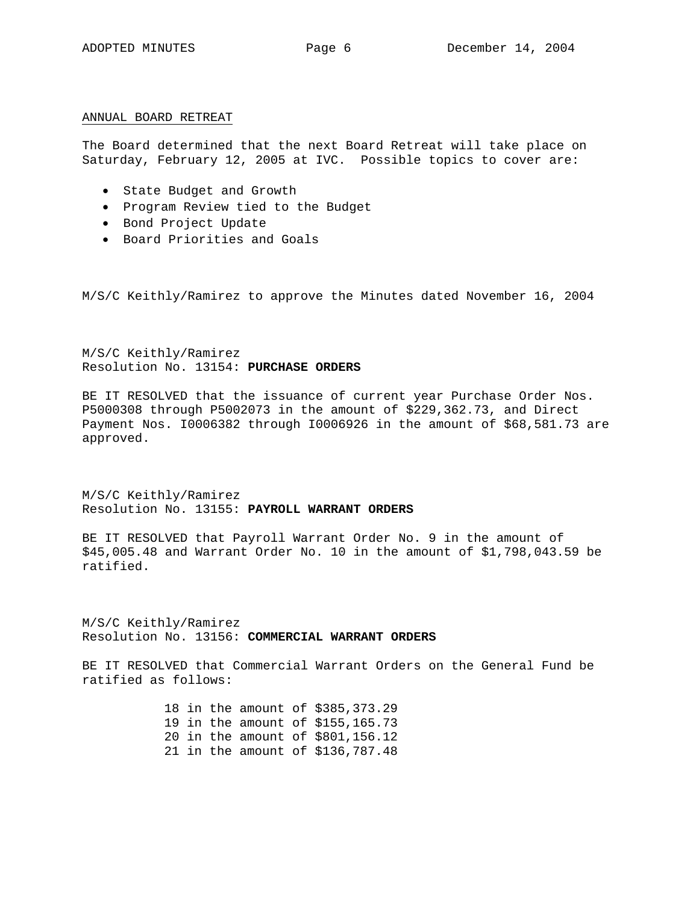## ANNUAL BOARD RETREAT

The Board determined that the next Board Retreat will take place on Saturday, February 12, 2005 at IVC. Possible topics to cover are:

- State Budget and Growth
- Program Review tied to the Budget
- Bond Project Update
- Board Priorities and Goals

M/S/C Keithly/Ramirez to approve the Minutes dated November 16, 2004

M/S/C Keithly/Ramirez
Resolution No. 13154: **PURCHASE ORDERS**

BE IT RESOLVED that the issuance of current year Purchase Order Nos. P5000308 through P5002073 in the amount of $229,362.73, and Direct Payment Nos. I0006382 through I0006926 in the amount of $68,581.73 are approved.

M/S/C Keithly/Ramirez
Resolution No. 13155: **PAYROLL WARRANT ORDERS**

BE IT RESOLVED that Payroll Warrant Order No. 9 in the amount of $45,005.48 and Warrant Order No. 10 in the amount of $1,798,043.59 be ratified.

M/S/C Keithly/Ramirez
Resolution No. 13156: **COMMERCIAL WARRANT ORDERS**

BE IT RESOLVED that Commercial Warrant Orders on the General Fund be ratified as follows:

18 in the amount of $385,373.29
19 in the amount of $155,165.73
20 in the amount of $801,156.12
21 in the amount of $136,787.48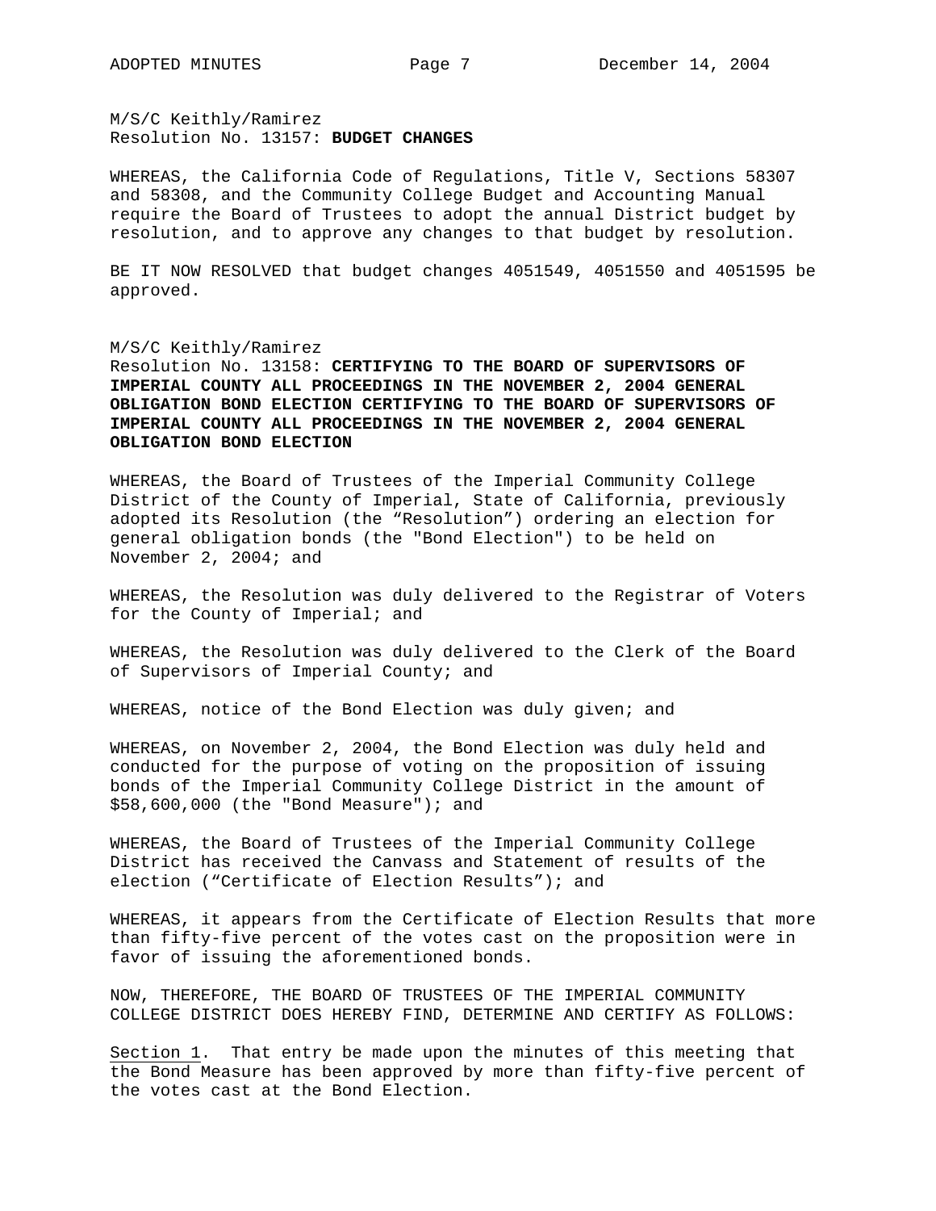M/S/C Keithly/Ramirez
Resolution No. 13157: **BUDGET CHANGES**

WHEREAS, the California Code of Regulations, Title V, Sections 58307 and 58308, and the Community College Budget and Accounting Manual require the Board of Trustees to adopt the annual District budget by resolution, and to approve any changes to that budget by resolution.

BE IT NOW RESOLVED that budget changes 4051549, 4051550 and 4051595 be approved.

M/S/C Keithly/Ramirez
Resolution No. 13158: **CERTIFYING TO THE BOARD OF SUPERVISORS OF IMPERIAL COUNTY ALL PROCEEDINGS IN THE NOVEMBER 2, 2004 GENERAL OBLIGATION BOND ELECTION CERTIFYING TO THE BOARD OF SUPERVISORS OF IMPERIAL COUNTY ALL PROCEEDINGS IN THE NOVEMBER 2, 2004 GENERAL OBLIGATION BOND ELECTION**

WHEREAS, the Board of Trustees of the Imperial Community College District of the County of Imperial, State of California, previously adopted its Resolution (the "Resolution") ordering an election for general obligation bonds (the "Bond Election") to be held on November 2, 2004; and

WHEREAS, the Resolution was duly delivered to the Registrar of Voters for the County of Imperial; and

WHEREAS, the Resolution was duly delivered to the Clerk of the Board of Supervisors of Imperial County; and

WHEREAS, notice of the Bond Election was duly given; and

WHEREAS, on November 2, 2004, the Bond Election was duly held and conducted for the purpose of voting on the proposition of issuing bonds of the Imperial Community College District in the amount of $58,600,000 (the "Bond Measure"); and

WHEREAS, the Board of Trustees of the Imperial Community College District has received the Canvass and Statement of results of the election ("Certificate of Election Results"); and

WHEREAS, it appears from the Certificate of Election Results that more than fifty-five percent of the votes cast on the proposition were in favor of issuing the aforementioned bonds.

NOW, THEREFORE, THE BOARD OF TRUSTEES OF THE IMPERIAL COMMUNITY COLLEGE DISTRICT DOES HEREBY FIND, DETERMINE AND CERTIFY AS FOLLOWS:

Section 1. That entry be made upon the minutes of this meeting that the Bond Measure has been approved by more than fifty-five percent of the votes cast at the Bond Election.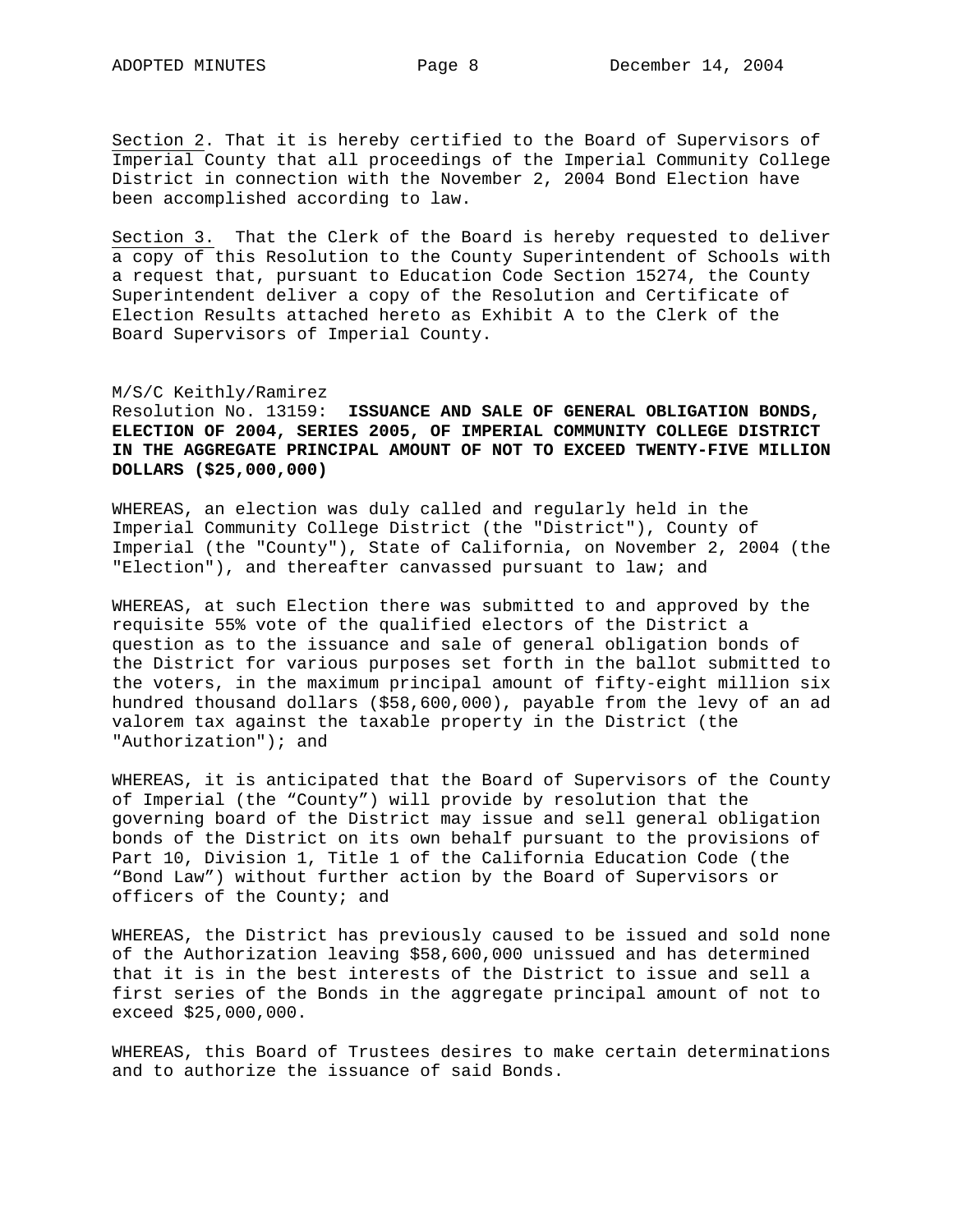Section 2. That it is hereby certified to the Board of Supervisors of Imperial County that all proceedings of the Imperial Community College District in connection with the November 2, 2004 Bond Election have been accomplished according to law.

Section 3. That the Clerk of the Board is hereby requested to deliver a copy of this Resolution to the County Superintendent of Schools with a request that, pursuant to Education Code Section 15274, the County Superintendent deliver a copy of the Resolution and Certificate of Election Results attached hereto as Exhibit A to the Clerk of the Board Supervisors of Imperial County.

M/S/C Keithly/Ramirez
Resolution No. 13159: **ISSUANCE AND SALE OF GENERAL OBLIGATION BONDS, ELECTION OF 2004, SERIES 2005, OF IMPERIAL COMMUNITY COLLEGE DISTRICT IN THE AGGREGATE PRINCIPAL AMOUNT OF NOT TO EXCEED TWENTY-FIVE MILLION DOLLARS ($25,000,000)**

WHEREAS, an election was duly called and regularly held in the Imperial Community College District (the "District"), County of Imperial (the "County"), State of California, on November 2, 2004 (the "Election"), and thereafter canvassed pursuant to law; and

WHEREAS, at such Election there was submitted to and approved by the requisite 55% vote of the qualified electors of the District a question as to the issuance and sale of general obligation bonds of the District for various purposes set forth in the ballot submitted to the voters, in the maximum principal amount of fifty-eight million six hundred thousand dollars ($58,600,000), payable from the levy of an ad valorem tax against the taxable property in the District (the "Authorization"); and

WHEREAS, it is anticipated that the Board of Supervisors of the County of Imperial (the “County”) will provide by resolution that the governing board of the District may issue and sell general obligation bonds of the District on its own behalf pursuant to the provisions of Part 10, Division 1, Title 1 of the California Education Code (the “Bond Law”) without further action by the Board of Supervisors or officers of the County; and

WHEREAS, the District has previously caused to be issued and sold none of the Authorization leaving $58,600,000 unissued and has determined that it is in the best interests of the District to issue and sell a first series of the Bonds in the aggregate principal amount of not to exceed $25,000,000.

WHEREAS, this Board of Trustees desires to make certain determinations and to authorize the issuance of said Bonds.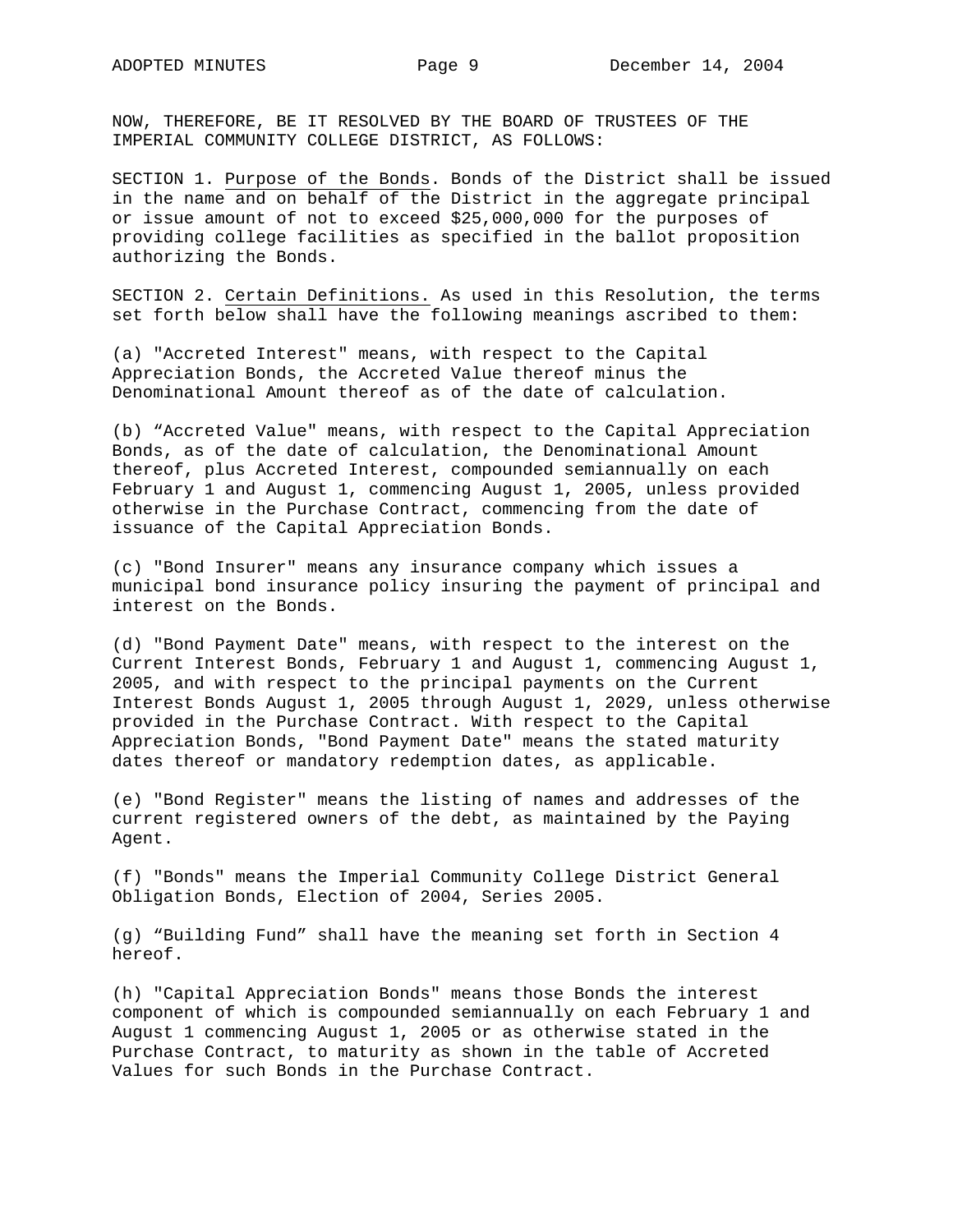NOW, THEREFORE, BE IT RESOLVED BY THE BOARD OF TRUSTEES OF THE IMPERIAL COMMUNITY COLLEGE DISTRICT, AS FOLLOWS:

SECTION 1. Purpose of the Bonds. Bonds of the District shall be issued in the name and on behalf of the District in the aggregate principal or issue amount of not to exceed $25,000,000 for the purposes of providing college facilities as specified in the ballot proposition authorizing the Bonds.

SECTION 2. Certain Definitions. As used in this Resolution, the terms set forth below shall have the following meanings ascribed to them:

(a) "Accreted Interest" means, with respect to the Capital Appreciation Bonds, the Accreted Value thereof minus the Denominational Amount thereof as of the date of calculation.

(b) "Accreted Value" means, with respect to the Capital Appreciation Bonds, as of the date of calculation, the Denominational Amount thereof, plus Accreted Interest, compounded semiannually on each February 1 and August 1, commencing August 1, 2005, unless provided otherwise in the Purchase Contract, commencing from the date of issuance of the Capital Appreciation Bonds.

(c) "Bond Insurer" means any insurance company which issues a municipal bond insurance policy insuring the payment of principal and interest on the Bonds.

(d) "Bond Payment Date" means, with respect to the interest on the Current Interest Bonds, February 1 and August 1, commencing August 1, 2005, and with respect to the principal payments on the Current Interest Bonds August 1, 2005 through August 1, 2029, unless otherwise provided in the Purchase Contract. With respect to the Capital Appreciation Bonds, "Bond Payment Date" means the stated maturity dates thereof or mandatory redemption dates, as applicable.

(e) "Bond Register" means the listing of names and addresses of the current registered owners of the debt, as maintained by the Paying Agent.

(f) "Bonds" means the Imperial Community College District General Obligation Bonds, Election of 2004, Series 2005.

(g) "Building Fund" shall have the meaning set forth in Section 4 hereof.

(h) "Capital Appreciation Bonds" means those Bonds the interest component of which is compounded semiannually on each February 1 and August 1 commencing August 1, 2005 or as otherwise stated in the Purchase Contract, to maturity as shown in the table of Accreted Values for such Bonds in the Purchase Contract.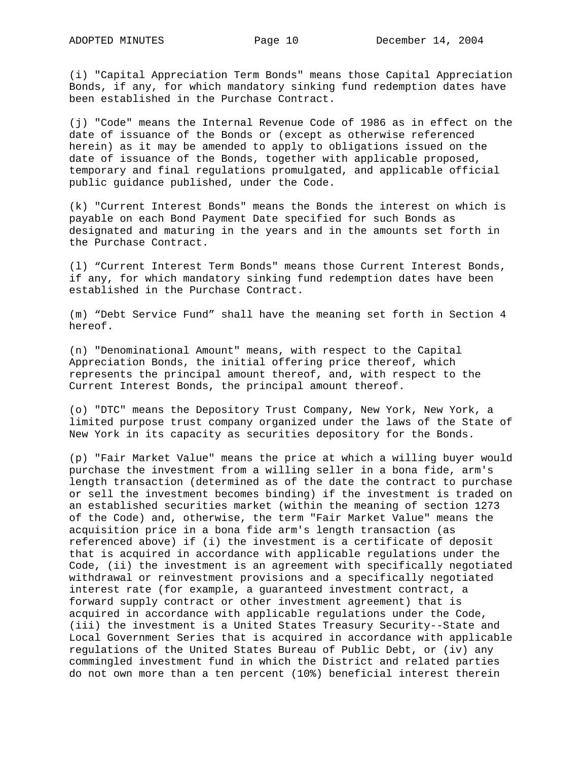(i) "Capital Appreciation Term Bonds" means those Capital Appreciation Bonds, if any, for which mandatory sinking fund redemption dates have been established in the Purchase Contract.

(j) "Code" means the Internal Revenue Code of 1986 as in effect on the date of issuance of the Bonds or (except as otherwise referenced herein) as it may be amended to apply to obligations issued on the date of issuance of the Bonds, together with applicable proposed, temporary and final regulations promulgated, and applicable official public guidance published, under the Code.

(k) "Current Interest Bonds" means the Bonds the interest on which is payable on each Bond Payment Date specified for such Bonds as designated and maturing in the years and in the amounts set forth in the Purchase Contract.

(l) “Current Interest Term Bonds" means those Current Interest Bonds, if any, for which mandatory sinking fund redemption dates have been established in the Purchase Contract.

(m) “Debt Service Fund” shall have the meaning set forth in Section 4 hereof.

(n) "Denominational Amount" means, with respect to the Capital Appreciation Bonds, the initial offering price thereof, which represents the principal amount thereof, and, with respect to the Current Interest Bonds, the principal amount thereof.

(o) "DTC" means the Depository Trust Company, New York, New York, a limited purpose trust company organized under the laws of the State of New York in its capacity as securities depository for the Bonds.

(p) "Fair Market Value" means the price at which a willing buyer would purchase the investment from a willing seller in a bona fide, arm's length transaction (determined as of the date the contract to purchase or sell the investment becomes binding) if the investment is traded on an established securities market (within the meaning of section 1273 of the Code) and, otherwise, the term "Fair Market Value" means the acquisition price in a bona fide arm's length transaction (as referenced above) if (i) the investment is a certificate of deposit that is acquired in accordance with applicable regulations under the Code, (ii) the investment is an agreement with specifically negotiated withdrawal or reinvestment provisions and a specifically negotiated interest rate (for example, a guaranteed investment contract, a forward supply contract or other investment agreement) that is acquired in accordance with applicable regulations under the Code, (iii) the investment is a United States Treasury Security--State and Local Government Series that is acquired in accordance with applicable regulations of the United States Bureau of Public Debt, or (iv) any commingled investment fund in which the District and related parties do not own more than a ten percent (10%) beneficial interest therein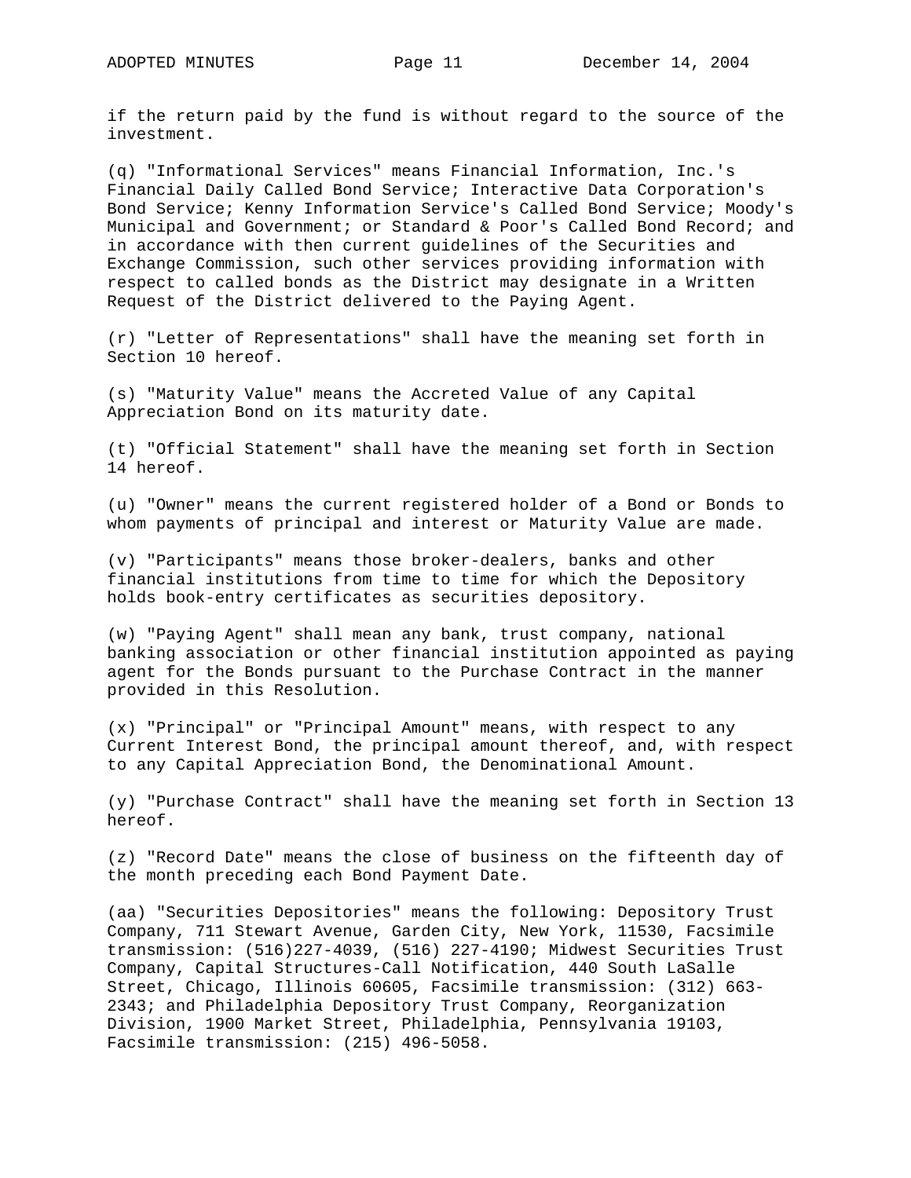if the return paid by the fund is without regard to the source of the investment.

(q) "Informational Services" means Financial Information, Inc.'s Financial Daily Called Bond Service; Interactive Data Corporation's Bond Service; Kenny Information Service's Called Bond Service; Moody's Municipal and Government; or Standard & Poor's Called Bond Record; and in accordance with then current guidelines of the Securities and Exchange Commission, such other services providing information with respect to called bonds as the District may designate in a Written Request of the District delivered to the Paying Agent.

(r) "Letter of Representations" shall have the meaning set forth in Section 10 hereof.

(s) "Maturity Value" means the Accreted Value of any Capital Appreciation Bond on its maturity date.

(t) "Official Statement" shall have the meaning set forth in Section 14 hereof.

(u) "Owner" means the current registered holder of a Bond or Bonds to whom payments of principal and interest or Maturity Value are made.

(v) "Participants" means those broker-dealers, banks and other financial institutions from time to time for which the Depository holds book-entry certificates as securities depository.

(w) "Paying Agent" shall mean any bank, trust company, national banking association or other financial institution appointed as paying agent for the Bonds pursuant to the Purchase Contract in the manner provided in this Resolution.

(x) "Principal" or "Principal Amount" means, with respect to any Current Interest Bond, the principal amount thereof, and, with respect to any Capital Appreciation Bond, the Denominational Amount.

(y) "Purchase Contract" shall have the meaning set forth in Section 13 hereof.

(z) "Record Date" means the close of business on the fifteenth day of the month preceding each Bond Payment Date.

(aa) "Securities Depositories" means the following: Depository Trust Company, 711 Stewart Avenue, Garden City, New York, 11530, Facsimile transmission: (516)227-4039, (516) 227-4190; Midwest Securities Trust Company, Capital Structures-Call Notification, 440 South LaSalle Street, Chicago, Illinois 60605, Facsimile transmission: (312) 663-2343; and Philadelphia Depository Trust Company, Reorganization Division, 1900 Market Street, Philadelphia, Pennsylvania 19103, Facsimile transmission: (215) 496-5058.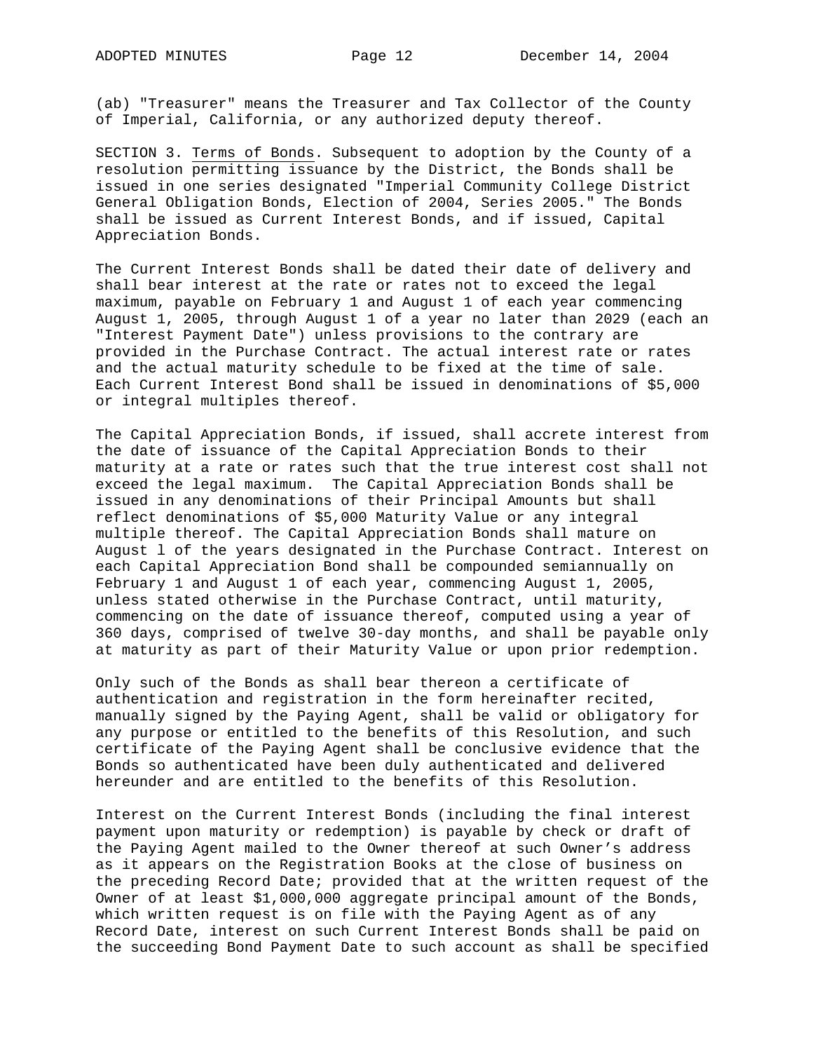(ab) "Treasurer" means the Treasurer and Tax Collector of the County of Imperial, California, or any authorized deputy thereof.

SECTION 3. Terms of Bonds. Subsequent to adoption by the County of a resolution permitting issuance by the District, the Bonds shall be issued in one series designated "Imperial Community College District General Obligation Bonds, Election of 2004, Series 2005." The Bonds shall be issued as Current Interest Bonds, and if issued, Capital Appreciation Bonds.

The Current Interest Bonds shall be dated their date of delivery and shall bear interest at the rate or rates not to exceed the legal maximum, payable on February 1 and August 1 of each year commencing August 1, 2005, through August 1 of a year no later than 2029 (each an "Interest Payment Date") unless provisions to the contrary are provided in the Purchase Contract. The actual interest rate or rates and the actual maturity schedule to be fixed at the time of sale. Each Current Interest Bond shall be issued in denominations of $5,000 or integral multiples thereof.

The Capital Appreciation Bonds, if issued, shall accrete interest from the date of issuance of the Capital Appreciation Bonds to their maturity at a rate or rates such that the true interest cost shall not exceed the legal maximum. The Capital Appreciation Bonds shall be issued in any denominations of their Principal Amounts but shall reflect denominations of $5,000 Maturity Value or any integral multiple thereof. The Capital Appreciation Bonds shall mature on August l of the years designated in the Purchase Contract. Interest on each Capital Appreciation Bond shall be compounded semiannually on February 1 and August 1 of each year, commencing August 1, 2005, unless stated otherwise in the Purchase Contract, until maturity, commencing on the date of issuance thereof, computed using a year of 360 days, comprised of twelve 30-day months, and shall be payable only at maturity as part of their Maturity Value or upon prior redemption.

Only such of the Bonds as shall bear thereon a certificate of authentication and registration in the form hereinafter recited, manually signed by the Paying Agent, shall be valid or obligatory for any purpose or entitled to the benefits of this Resolution, and such certificate of the Paying Agent shall be conclusive evidence that the Bonds so authenticated have been duly authenticated and delivered hereunder and are entitled to the benefits of this Resolution.

Interest on the Current Interest Bonds (including the final interest payment upon maturity or redemption) is payable by check or draft of the Paying Agent mailed to the Owner thereof at such Owner's address as it appears on the Registration Books at the close of business on the preceding Record Date; provided that at the written request of the Owner of at least $1,000,000 aggregate principal amount of the Bonds, which written request is on file with the Paying Agent as of any Record Date, interest on such Current Interest Bonds shall be paid on the succeeding Bond Payment Date to such account as shall be specified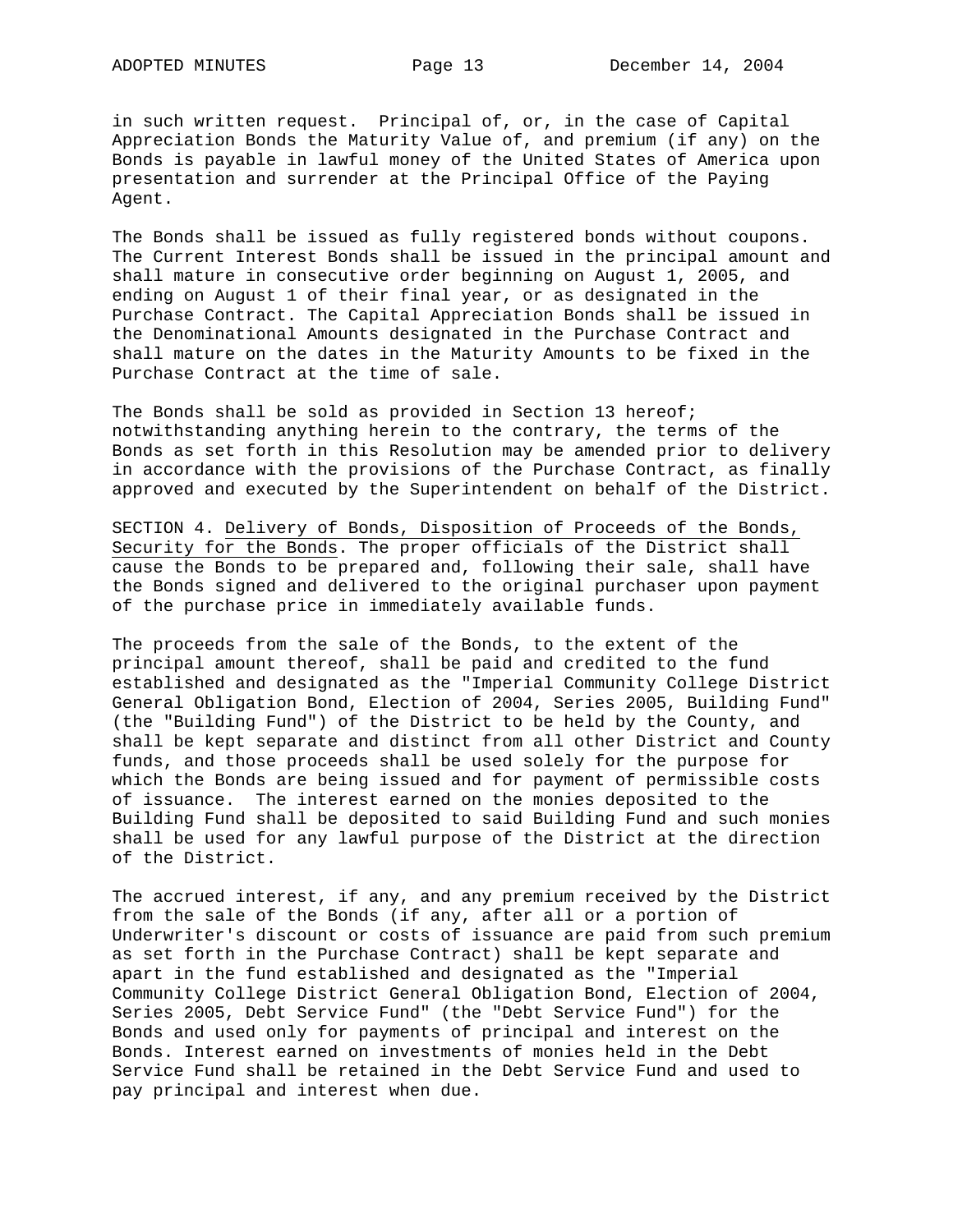in such written request. Principal of, or, in the case of Capital Appreciation Bonds the Maturity Value of, and premium (if any) on the Bonds is payable in lawful money of the United States of America upon presentation and surrender at the Principal Office of the Paying Agent.

The Bonds shall be issued as fully registered bonds without coupons. The Current Interest Bonds shall be issued in the principal amount and shall mature in consecutive order beginning on August 1, 2005, and ending on August 1 of their final year, or as designated in the Purchase Contract. The Capital Appreciation Bonds shall be issued in the Denominational Amounts designated in the Purchase Contract and shall mature on the dates in the Maturity Amounts to be fixed in the Purchase Contract at the time of sale.

The Bonds shall be sold as provided in Section 13 hereof; notwithstanding anything herein to the contrary, the terms of the Bonds as set forth in this Resolution may be amended prior to delivery in accordance with the provisions of the Purchase Contract, as finally approved and executed by the Superintendent on behalf of the District.

SECTION 4. <u>Delivery of Bonds, Disposition of Proceeds of the Bonds, Security for the Bonds</u>. The proper officials of the District shall cause the Bonds to be prepared and, following their sale, shall have the Bonds signed and delivered to the original purchaser upon payment of the purchase price in immediately available funds.

The proceeds from the sale of the Bonds, to the extent of the principal amount thereof, shall be paid and credited to the fund established and designated as the "Imperial Community College District General Obligation Bond, Election of 2004, Series 2005, Building Fund" (the "Building Fund") of the District to be held by the County, and shall be kept separate and distinct from all other District and County funds, and those proceeds shall be used solely for the purpose for which the Bonds are being issued and for payment of permissible costs of issuance. The interest earned on the monies deposited to the Building Fund shall be deposited to said Building Fund and such monies shall be used for any lawful purpose of the District at the direction of the District.

The accrued interest, if any, and any premium received by the District from the sale of the Bonds (if any, after all or a portion of Underwriter's discount or costs of issuance are paid from such premium as set forth in the Purchase Contract) shall be kept separate and apart in the fund established and designated as the "Imperial Community College District General Obligation Bond, Election of 2004, Series 2005, Debt Service Fund" (the "Debt Service Fund") for the Bonds and used only for payments of principal and interest on the Bonds. Interest earned on investments of monies held in the Debt Service Fund shall be retained in the Debt Service Fund and used to pay principal and interest when due.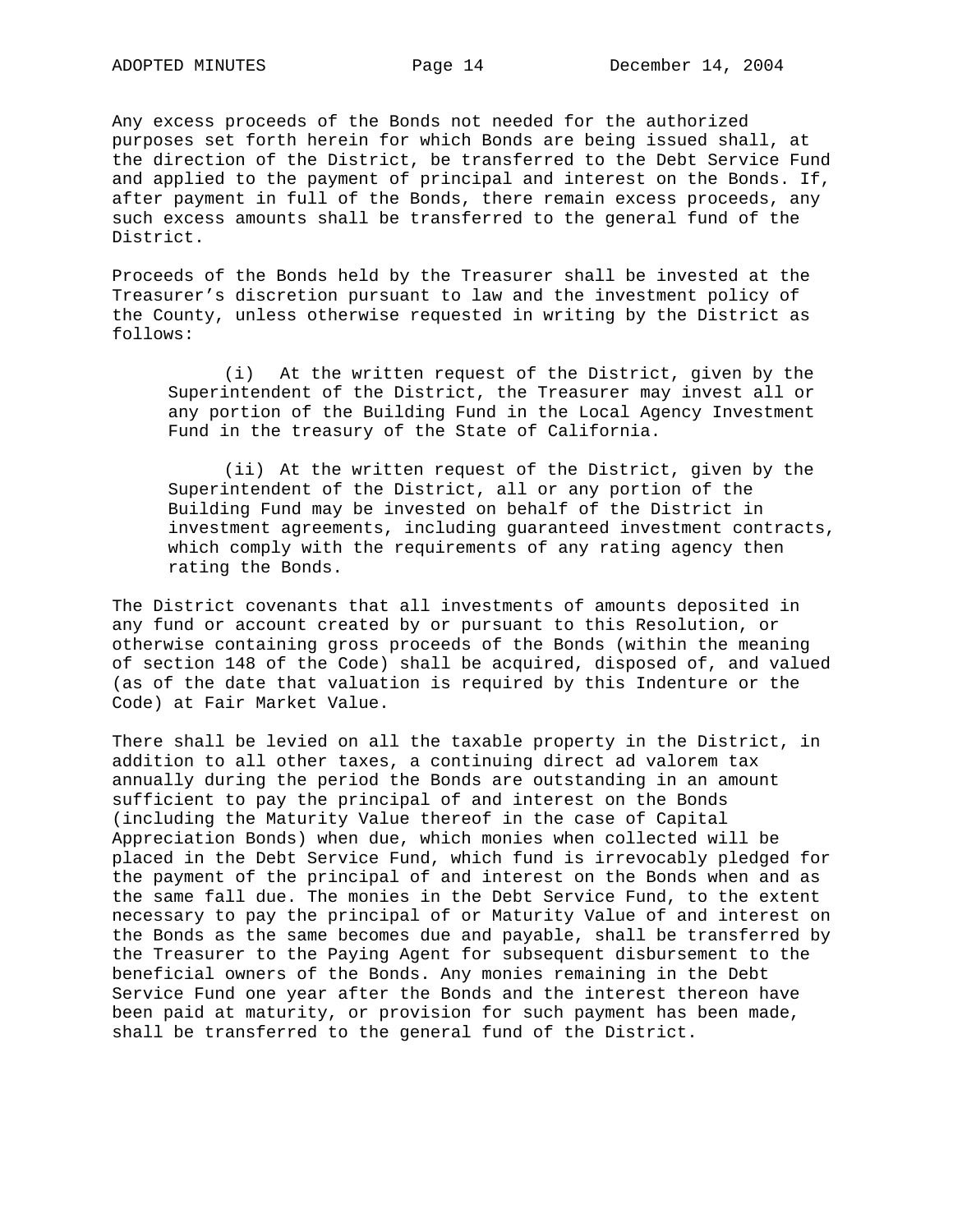Any excess proceeds of the Bonds not needed for the authorized purposes set forth herein for which Bonds are being issued shall, at the direction of the District, be transferred to the Debt Service Fund and applied to the payment of principal and interest on the Bonds. If, after payment in full of the Bonds, there remain excess proceeds, any such excess amounts shall be transferred to the general fund of the District.

Proceeds of the Bonds held by the Treasurer shall be invested at the Treasurer's discretion pursuant to law and the investment policy of the County, unless otherwise requested in writing by the District as follows:

> (i) At the written request of the District, given by the Superintendent of the District, the Treasurer may invest all or any portion of the Building Fund in the Local Agency Investment Fund in the treasury of the State of California.
>
> (ii) At the written request of the District, given by the Superintendent of the District, all or any portion of the Building Fund may be invested on behalf of the District in investment agreements, including guaranteed investment contracts, which comply with the requirements of any rating agency then rating the Bonds.

The District covenants that all investments of amounts deposited in any fund or account created by or pursuant to this Resolution, or otherwise containing gross proceeds of the Bonds (within the meaning of section 148 of the Code) shall be acquired, disposed of, and valued (as of the date that valuation is required by this Indenture or the Code) at Fair Market Value.

There shall be levied on all the taxable property in the District, in addition to all other taxes, a continuing direct ad valorem tax annually during the period the Bonds are outstanding in an amount sufficient to pay the principal of and interest on the Bonds (including the Maturity Value thereof in the case of Capital Appreciation Bonds) when due, which monies when collected will be placed in the Debt Service Fund, which fund is irrevocably pledged for the payment of the principal of and interest on the Bonds when and as the same fall due. The monies in the Debt Service Fund, to the extent necessary to pay the principal of or Maturity Value of and interest on the Bonds as the same becomes due and payable, shall be transferred by the Treasurer to the Paying Agent for subsequent disbursement to the beneficial owners of the Bonds. Any monies remaining in the Debt Service Fund one year after the Bonds and the interest thereon have been paid at maturity, or provision for such payment has been made, shall be transferred to the general fund of the District.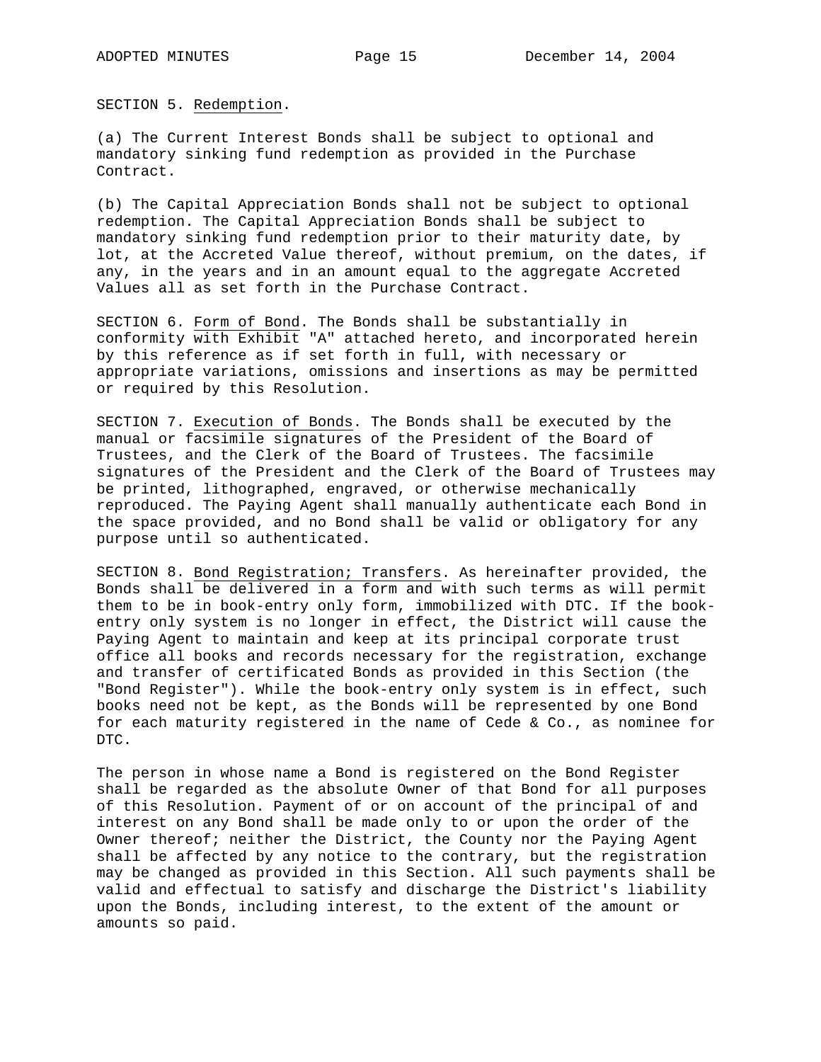SECTION 5. Redemption.

(a) The Current Interest Bonds shall be subject to optional and mandatory sinking fund redemption as provided in the Purchase Contract.

(b) The Capital Appreciation Bonds shall not be subject to optional redemption. The Capital Appreciation Bonds shall be subject to mandatory sinking fund redemption prior to their maturity date, by lot, at the Accreted Value thereof, without premium, on the dates, if any, in the years and in an amount equal to the aggregate Accreted Values all as set forth in the Purchase Contract.

SECTION 6. Form of Bond. The Bonds shall be substantially in conformity with Exhibit "A" attached hereto, and incorporated herein by this reference as if set forth in full, with necessary or appropriate variations, omissions and insertions as may be permitted or required by this Resolution.

SECTION 7. Execution of Bonds. The Bonds shall be executed by the manual or facsimile signatures of the President of the Board of Trustees, and the Clerk of the Board of Trustees. The facsimile signatures of the President and the Clerk of the Board of Trustees may be printed, lithographed, engraved, or otherwise mechanically reproduced. The Paying Agent shall manually authenticate each Bond in the space provided, and no Bond shall be valid or obligatory for any purpose until so authenticated.

SECTION 8. Bond Registration; Transfers. As hereinafter provided, the Bonds shall be delivered in a form and with such terms as will permit them to be in book-entry only form, immobilized with DTC. If the book-entry only system is no longer in effect, the District will cause the Paying Agent to maintain and keep at its principal corporate trust office all books and records necessary for the registration, exchange and transfer of certificated Bonds as provided in this Section (the "Bond Register"). While the book-entry only system is in effect, such books need not be kept, as the Bonds will be represented by one Bond for each maturity registered in the name of Cede & Co., as nominee for DTC.

The person in whose name a Bond is registered on the Bond Register shall be regarded as the absolute Owner of that Bond for all purposes of this Resolution. Payment of or on account of the principal of and interest on any Bond shall be made only to or upon the order of the Owner thereof; neither the District, the County nor the Paying Agent shall be affected by any notice to the contrary, but the registration may be changed as provided in this Section. All such payments shall be valid and effectual to satisfy and discharge the District's liability upon the Bonds, including interest, to the extent of the amount or amounts so paid.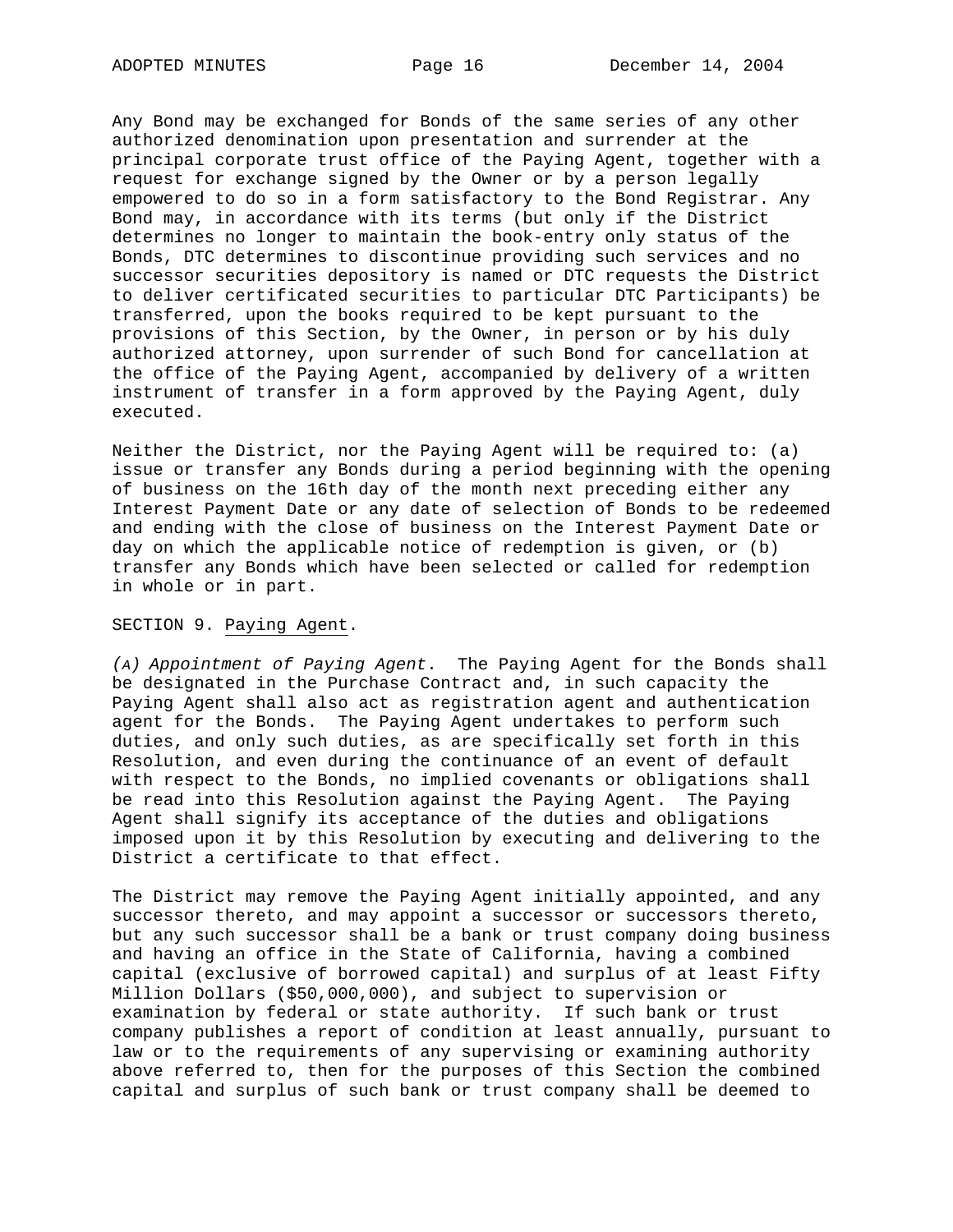Any Bond may be exchanged for Bonds of the same series of any other authorized denomination upon presentation and surrender at the principal corporate trust office of the Paying Agent, together with a request for exchange signed by the Owner or by a person legally empowered to do so in a form satisfactory to the Bond Registrar. Any Bond may, in accordance with its terms (but only if the District determines no longer to maintain the book-entry only status of the Bonds, DTC determines to discontinue providing such services and no successor securities depository is named or DTC requests the District to deliver certificated securities to particular DTC Participants) be transferred, upon the books required to be kept pursuant to the provisions of this Section, by the Owner, in person or by his duly authorized attorney, upon surrender of such Bond for cancellation at the office of the Paying Agent, accompanied by delivery of a written instrument of transfer in a form approved by the Paying Agent, duly executed.

Neither the District, nor the Paying Agent will be required to: (a) issue or transfer any Bonds during a period beginning with the opening of business on the 16th day of the month next preceding either any Interest Payment Date or any date of selection of Bonds to be redeemed and ending with the close of business on the Interest Payment Date or day on which the applicable notice of redemption is given, or (b) transfer any Bonds which have been selected or called for redemption in whole or in part.

SECTION 9. Paying Agent.

*(A) Appointment of Paying Agent*. The Paying Agent for the Bonds shall be designated in the Purchase Contract and, in such capacity the Paying Agent shall also act as registration agent and authentication agent for the Bonds. The Paying Agent undertakes to perform such duties, and only such duties, as are specifically set forth in this Resolution, and even during the continuance of an event of default with respect to the Bonds, no implied covenants or obligations shall be read into this Resolution against the Paying Agent. The Paying Agent shall signify its acceptance of the duties and obligations imposed upon it by this Resolution by executing and delivering to the District a certificate to that effect.

The District may remove the Paying Agent initially appointed, and any successor thereto, and may appoint a successor or successors thereto, but any such successor shall be a bank or trust company doing business and having an office in the State of California, having a combined capital (exclusive of borrowed capital) and surplus of at least Fifty Million Dollars ($50,000,000), and subject to supervision or examination by federal or state authority. If such bank or trust company publishes a report of condition at least annually, pursuant to law or to the requirements of any supervising or examining authority above referred to, then for the purposes of this Section the combined capital and surplus of such bank or trust company shall be deemed to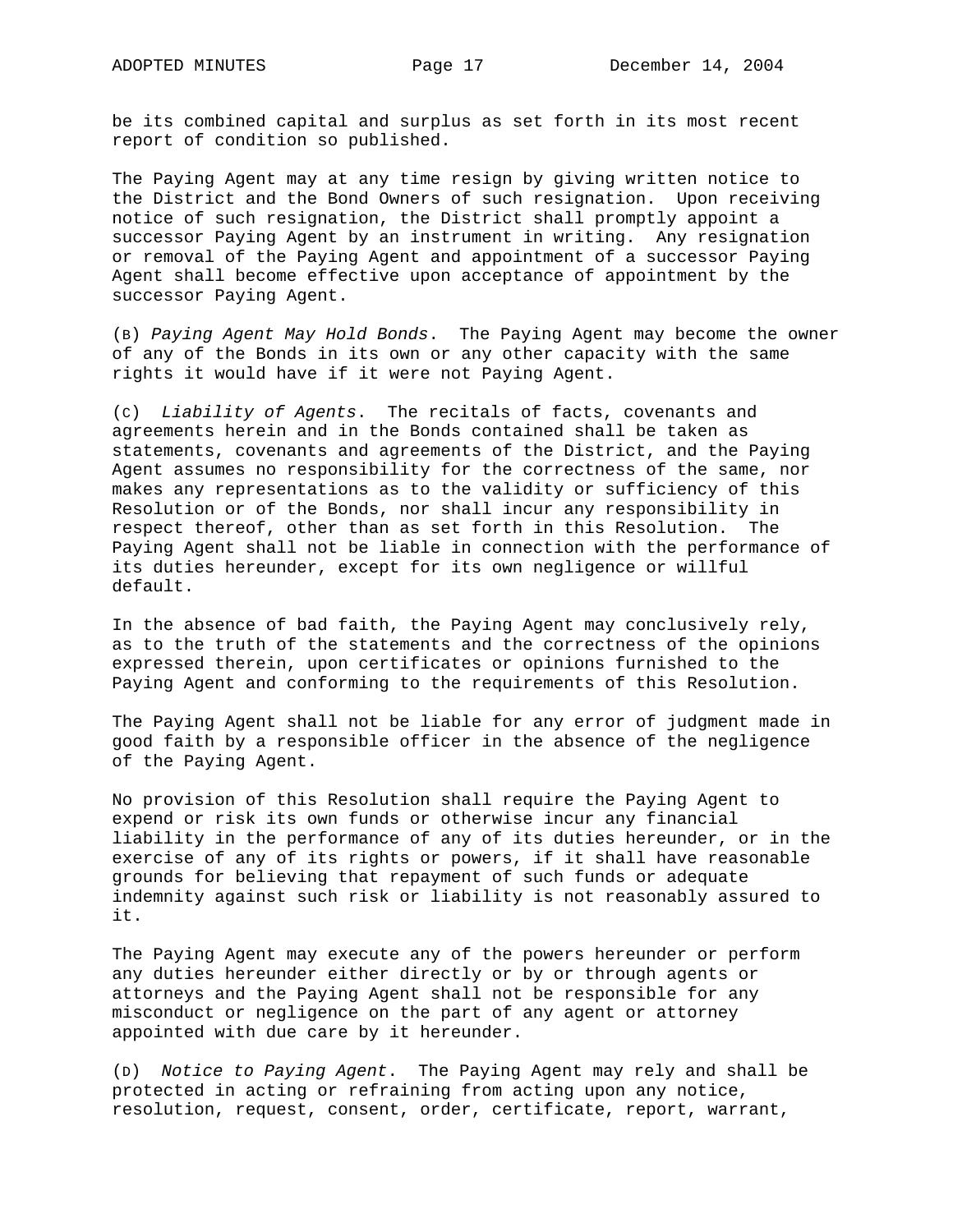be its combined capital and surplus as set forth in its most recent report of condition so published.

The Paying Agent may at any time resign by giving written notice to the District and the Bond Owners of such resignation. Upon receiving notice of such resignation, the District shall promptly appoint a successor Paying Agent by an instrument in writing. Any resignation or removal of the Paying Agent and appointment of a successor Paying Agent shall become effective upon acceptance of appointment by the successor Paying Agent.

(B) *Paying Agent May Hold Bonds*. The Paying Agent may become the owner of any of the Bonds in its own or any other capacity with the same rights it would have if it were not Paying Agent.

(C) *Liability of Agents*. The recitals of facts, covenants and agreements herein and in the Bonds contained shall be taken as statements, covenants and agreements of the District, and the Paying Agent assumes no responsibility for the correctness of the same, nor makes any representations as to the validity or sufficiency of this Resolution or of the Bonds, nor shall incur any responsibility in respect thereof, other than as set forth in this Resolution. The Paying Agent shall not be liable in connection with the performance of its duties hereunder, except for its own negligence or willful default.

In the absence of bad faith, the Paying Agent may conclusively rely, as to the truth of the statements and the correctness of the opinions expressed therein, upon certificates or opinions furnished to the Paying Agent and conforming to the requirements of this Resolution.

The Paying Agent shall not be liable for any error of judgment made in good faith by a responsible officer in the absence of the negligence of the Paying Agent.

No provision of this Resolution shall require the Paying Agent to expend or risk its own funds or otherwise incur any financial liability in the performance of any of its duties hereunder, or in the exercise of any of its rights or powers, if it shall have reasonable grounds for believing that repayment of such funds or adequate indemnity against such risk or liability is not reasonably assured to it.

The Paying Agent may execute any of the powers hereunder or perform any duties hereunder either directly or by or through agents or attorneys and the Paying Agent shall not be responsible for any misconduct or negligence on the part of any agent or attorney appointed with due care by it hereunder.

(D) *Notice to Paying Agent*. The Paying Agent may rely and shall be protected in acting or refraining from acting upon any notice, resolution, request, consent, order, certificate, report, warrant,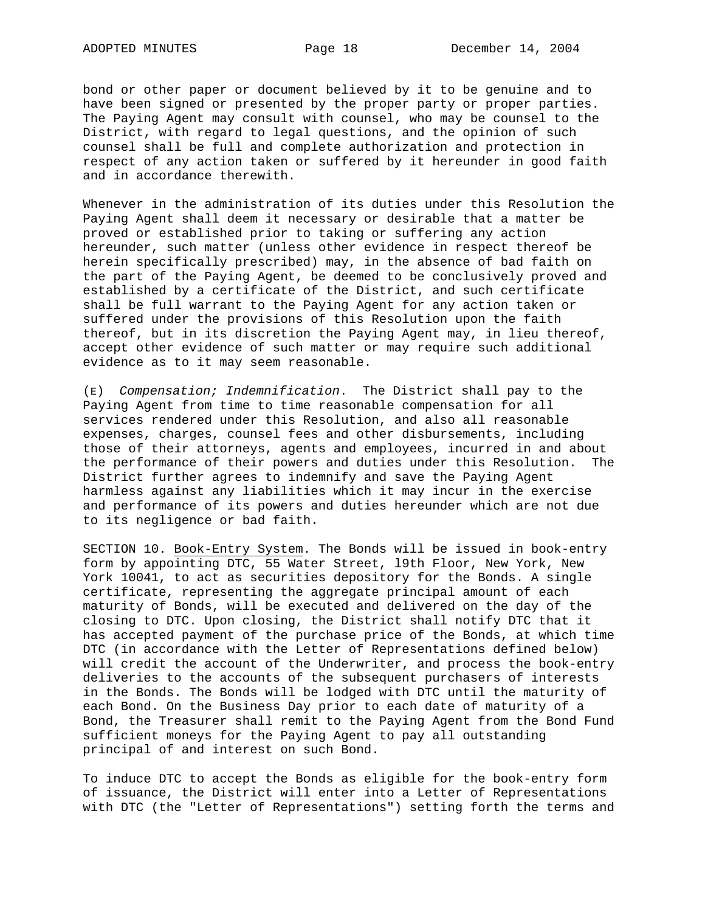bond or other paper or document believed by it to be genuine and to have been signed or presented by the proper party or proper parties. The Paying Agent may consult with counsel, who may be counsel to the District, with regard to legal questions, and the opinion of such counsel shall be full and complete authorization and protection in respect of any action taken or suffered by it hereunder in good faith and in accordance therewith.

Whenever in the administration of its duties under this Resolution the Paying Agent shall deem it necessary or desirable that a matter be proved or established prior to taking or suffering any action hereunder, such matter (unless other evidence in respect thereof be herein specifically prescribed) may, in the absence of bad faith on the part of the Paying Agent, be deemed to be conclusively proved and established by a certificate of the District, and such certificate shall be full warrant to the Paying Agent for any action taken or suffered under the provisions of this Resolution upon the faith thereof, but in its discretion the Paying Agent may, in lieu thereof, accept other evidence of such matter or may require such additional evidence as to it may seem reasonable.

(E) *Compensation; Indemnification*. The District shall pay to the Paying Agent from time to time reasonable compensation for all services rendered under this Resolution, and also all reasonable expenses, charges, counsel fees and other disbursements, including those of their attorneys, agents and employees, incurred in and about the performance of their powers and duties under this Resolution. The District further agrees to indemnify and save the Paying Agent harmless against any liabilities which it may incur in the exercise and performance of its powers and duties hereunder which are not due to its negligence or bad faith.

SECTION 10. Book-Entry System. The Bonds will be issued in book-entry form by appointing DTC, 55 Water Street, l9th Floor, New York, New York 10041, to act as securities depository for the Bonds. A single certificate, representing the aggregate principal amount of each maturity of Bonds, will be executed and delivered on the day of the closing to DTC. Upon closing, the District shall notify DTC that it has accepted payment of the purchase price of the Bonds, at which time DTC (in accordance with the Letter of Representations defined below) will credit the account of the Underwriter, and process the book-entry deliveries to the accounts of the subsequent purchasers of interests in the Bonds. The Bonds will be lodged with DTC until the maturity of each Bond. On the Business Day prior to each date of maturity of a Bond, the Treasurer shall remit to the Paying Agent from the Bond Fund sufficient moneys for the Paying Agent to pay all outstanding principal of and interest on such Bond.

To induce DTC to accept the Bonds as eligible for the book-entry form of issuance, the District will enter into a Letter of Representations with DTC (the "Letter of Representations") setting forth the terms and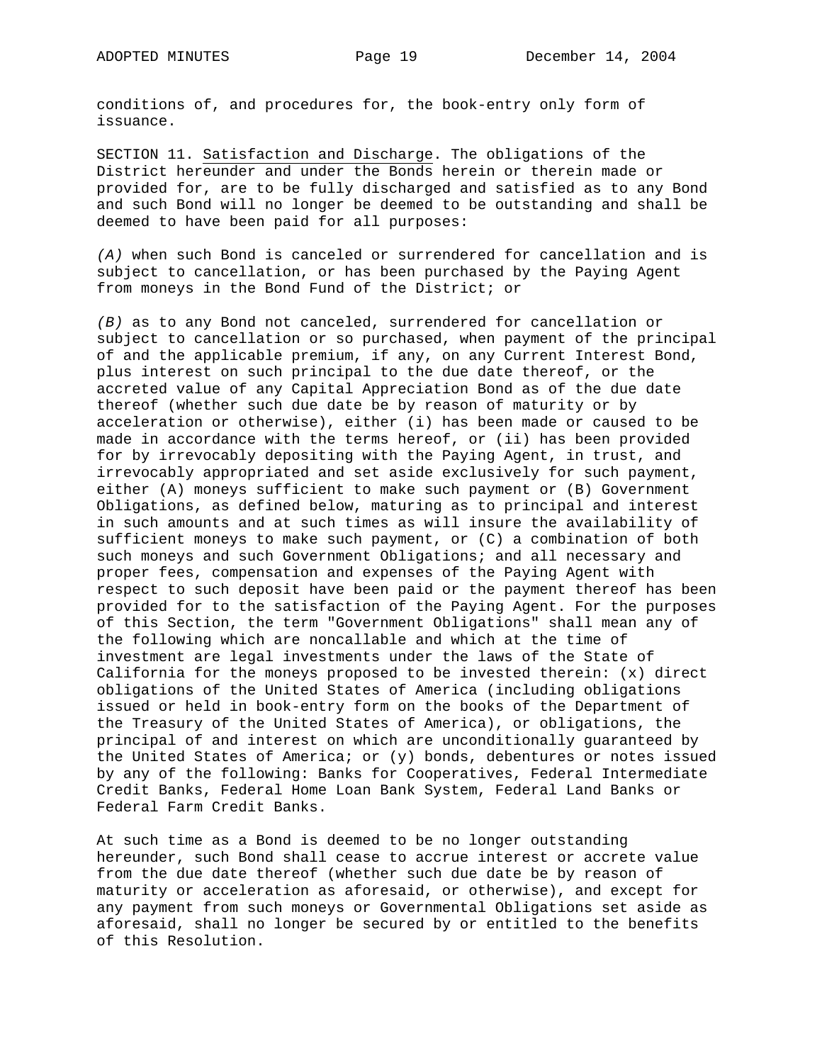conditions of, and procedures for, the book-entry only form of issuance.

SECTION 11. Satisfaction and Discharge. The obligations of the District hereunder and under the Bonds herein or therein made or provided for, are to be fully discharged and satisfied as to any Bond and such Bond will no longer be deemed to be outstanding and shall be deemed to have been paid for all purposes:

*(A)* when such Bond is canceled or surrendered for cancellation and is subject to cancellation, or has been purchased by the Paying Agent from moneys in the Bond Fund of the District; or

*(B)* as to any Bond not canceled, surrendered for cancellation or subject to cancellation or so purchased, when payment of the principal of and the applicable premium, if any, on any Current Interest Bond, plus interest on such principal to the due date thereof, or the accreted value of any Capital Appreciation Bond as of the due date thereof (whether such due date be by reason of maturity or by acceleration or otherwise), either (i) has been made or caused to be made in accordance with the terms hereof, or (ii) has been provided for by irrevocably depositing with the Paying Agent, in trust, and irrevocably appropriated and set aside exclusively for such payment, either (A) moneys sufficient to make such payment or (B) Government Obligations, as defined below, maturing as to principal and interest in such amounts and at such times as will insure the availability of sufficient moneys to make such payment, or (C) a combination of both such moneys and such Government Obligations; and all necessary and proper fees, compensation and expenses of the Paying Agent with respect to such deposit have been paid or the payment thereof has been provided for to the satisfaction of the Paying Agent. For the purposes of this Section, the term "Government Obligations" shall mean any of the following which are noncallable and which at the time of investment are legal investments under the laws of the State of California for the moneys proposed to be invested therein: (x) direct obligations of the United States of America (including obligations issued or held in book-entry form on the books of the Department of the Treasury of the United States of America), or obligations, the principal of and interest on which are unconditionally guaranteed by the United States of America; or (y) bonds, debentures or notes issued by any of the following: Banks for Cooperatives, Federal Intermediate Credit Banks, Federal Home Loan Bank System, Federal Land Banks or Federal Farm Credit Banks.

At such time as a Bond is deemed to be no longer outstanding hereunder, such Bond shall cease to accrue interest or accrete value from the due date thereof (whether such due date be by reason of maturity or acceleration as aforesaid, or otherwise), and except for any payment from such moneys or Governmental Obligations set aside as aforesaid, shall no longer be secured by or entitled to the benefits of this Resolution.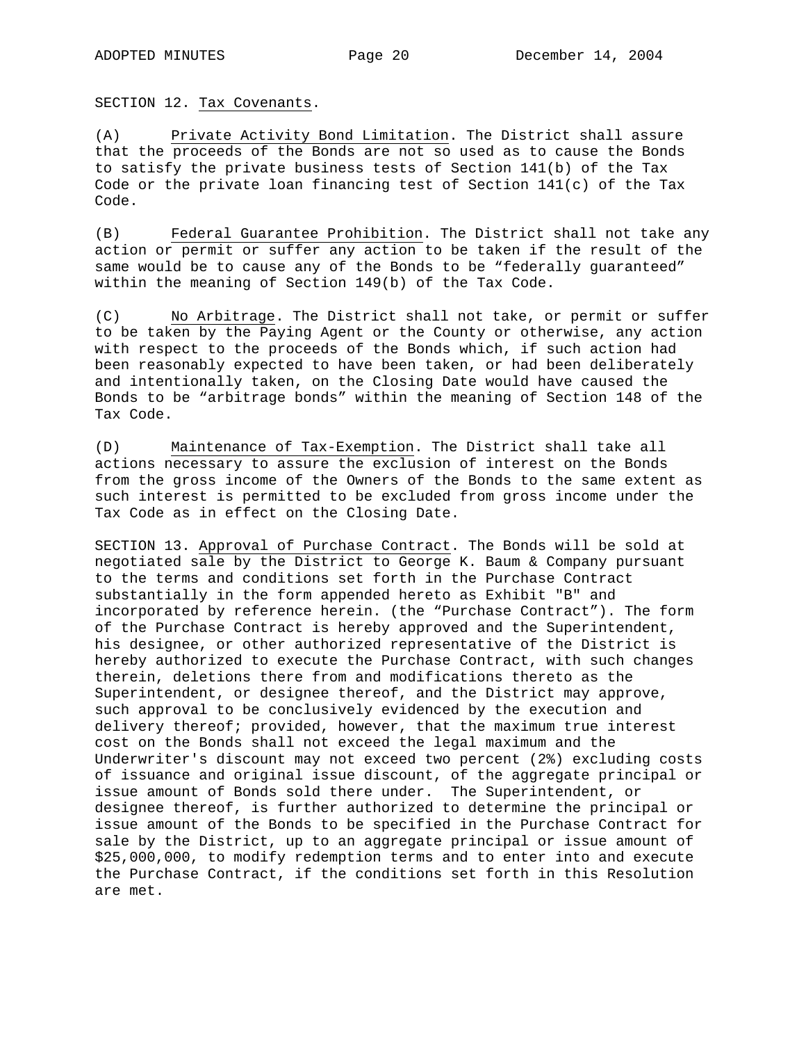SECTION 12. Tax Covenants.

(A) Private Activity Bond Limitation. The District shall assure that the proceeds of the Bonds are not so used as to cause the Bonds to satisfy the private business tests of Section 141(b) of the Tax Code or the private loan financing test of Section 141(c) of the Tax Code.

(B) Federal Guarantee Prohibition. The District shall not take any action or permit or suffer any action to be taken if the result of the same would be to cause any of the Bonds to be "federally guaranteed" within the meaning of Section 149(b) of the Tax Code.

(C) No Arbitrage. The District shall not take, or permit or suffer to be taken by the Paying Agent or the County or otherwise, any action with respect to the proceeds of the Bonds which, if such action had been reasonably expected to have been taken, or had been deliberately and intentionally taken, on the Closing Date would have caused the Bonds to be "arbitrage bonds" within the meaning of Section 148 of the Tax Code.

(D) Maintenance of Tax-Exemption. The District shall take all actions necessary to assure the exclusion of interest on the Bonds from the gross income of the Owners of the Bonds to the same extent as such interest is permitted to be excluded from gross income under the Tax Code as in effect on the Closing Date.

SECTION 13. Approval of Purchase Contract. The Bonds will be sold at negotiated sale by the District to George K. Baum & Company pursuant to the terms and conditions set forth in the Purchase Contract substantially in the form appended hereto as Exhibit "B" and incorporated by reference herein. (the "Purchase Contract"). The form of the Purchase Contract is hereby approved and the Superintendent, his designee, or other authorized representative of the District is hereby authorized to execute the Purchase Contract, with such changes therein, deletions there from and modifications thereto as the Superintendent, or designee thereof, and the District may approve, such approval to be conclusively evidenced by the execution and delivery thereof; provided, however, that the maximum true interest cost on the Bonds shall not exceed the legal maximum and the Underwriter's discount may not exceed two percent (2%) excluding costs of issuance and original issue discount, of the aggregate principal or issue amount of Bonds sold there under. The Superintendent, or designee thereof, is further authorized to determine the principal or issue amount of the Bonds to be specified in the Purchase Contract for sale by the District, up to an aggregate principal or issue amount of $25,000,000, to modify redemption terms and to enter into and execute the Purchase Contract, if the conditions set forth in this Resolution are met.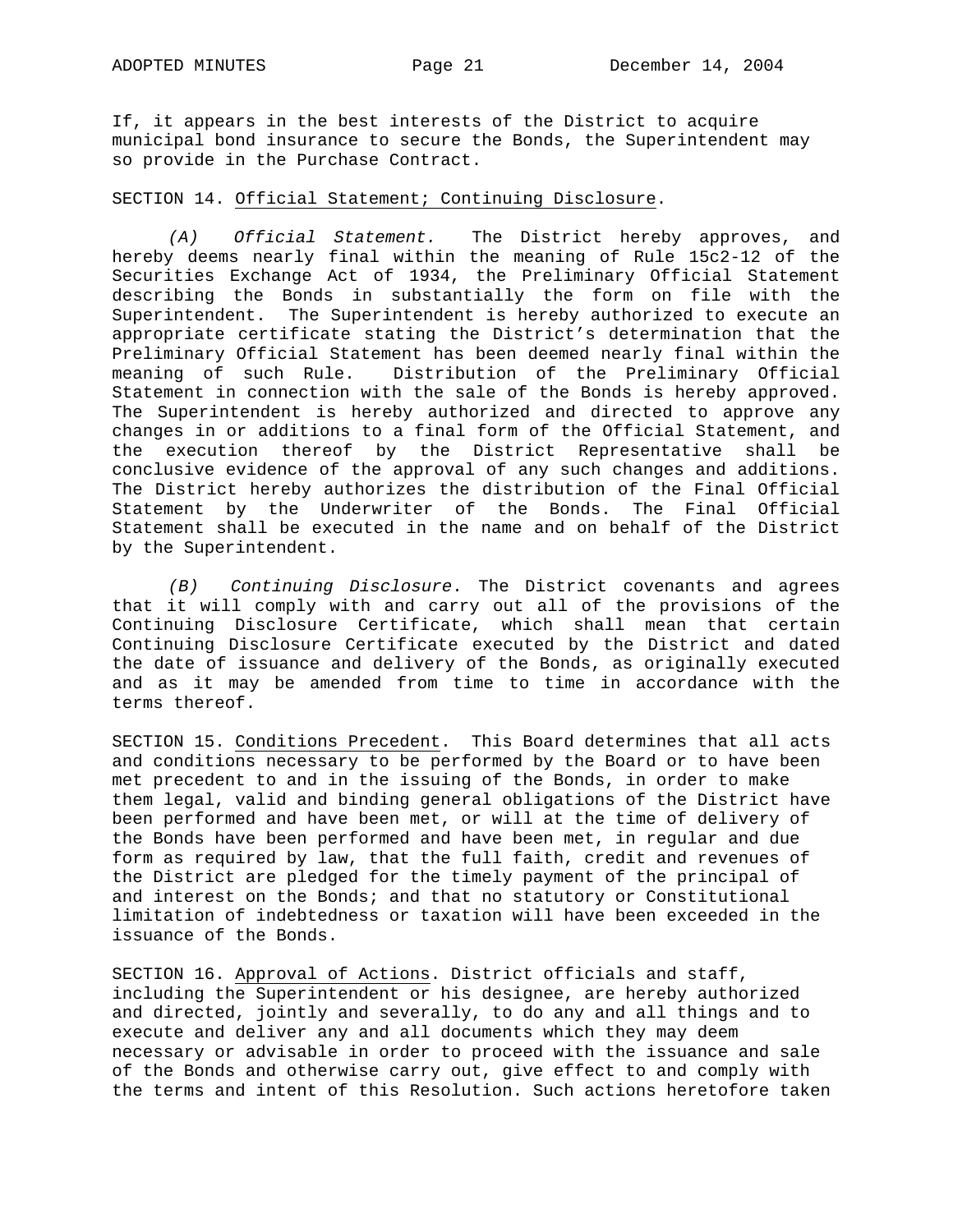If, it appears in the best interests of the District to acquire municipal bond insurance to secure the Bonds, the Superintendent may so provide in the Purchase Contract.

SECTION 14. Official Statement; Continuing Disclosure.

*(A) Official Statement.* The District hereby approves, and hereby deems nearly final within the meaning of Rule 15c2-12 of the Securities Exchange Act of 1934, the Preliminary Official Statement describing the Bonds in substantially the form on file with the Superintendent. The Superintendent is hereby authorized to execute an appropriate certificate stating the District's determination that the Preliminary Official Statement has been deemed nearly final within the meaning of such Rule. Distribution of the Preliminary Official Statement in connection with the sale of the Bonds is hereby approved. The Superintendent is hereby authorized and directed to approve any changes in or additions to a final form of the Official Statement, and the execution thereof by the District Representative shall be conclusive evidence of the approval of any such changes and additions. The District hereby authorizes the distribution of the Final Official Statement by the Underwriter of the Bonds. The Final Official Statement shall be executed in the name and on behalf of the District by the Superintendent.

*(B) Continuing Disclosure*. The District covenants and agrees that it will comply with and carry out all of the provisions of the Continuing Disclosure Certificate, which shall mean that certain Continuing Disclosure Certificate executed by the District and dated the date of issuance and delivery of the Bonds, as originally executed and as it may be amended from time to time in accordance with the terms thereof.

SECTION 15. Conditions Precedent. This Board determines that all acts and conditions necessary to be performed by the Board or to have been met precedent to and in the issuing of the Bonds, in order to make them legal, valid and binding general obligations of the District have been performed and have been met, or will at the time of delivery of the Bonds have been performed and have been met, in regular and due form as required by law, that the full faith, credit and revenues of the District are pledged for the timely payment of the principal of and interest on the Bonds; and that no statutory or Constitutional limitation of indebtedness or taxation will have been exceeded in the issuance of the Bonds.

SECTION 16. Approval of Actions. District officials and staff, including the Superintendent or his designee, are hereby authorized and directed, jointly and severally, to do any and all things and to execute and deliver any and all documents which they may deem necessary or advisable in order to proceed with the issuance and sale of the Bonds and otherwise carry out, give effect to and comply with the terms and intent of this Resolution. Such actions heretofore taken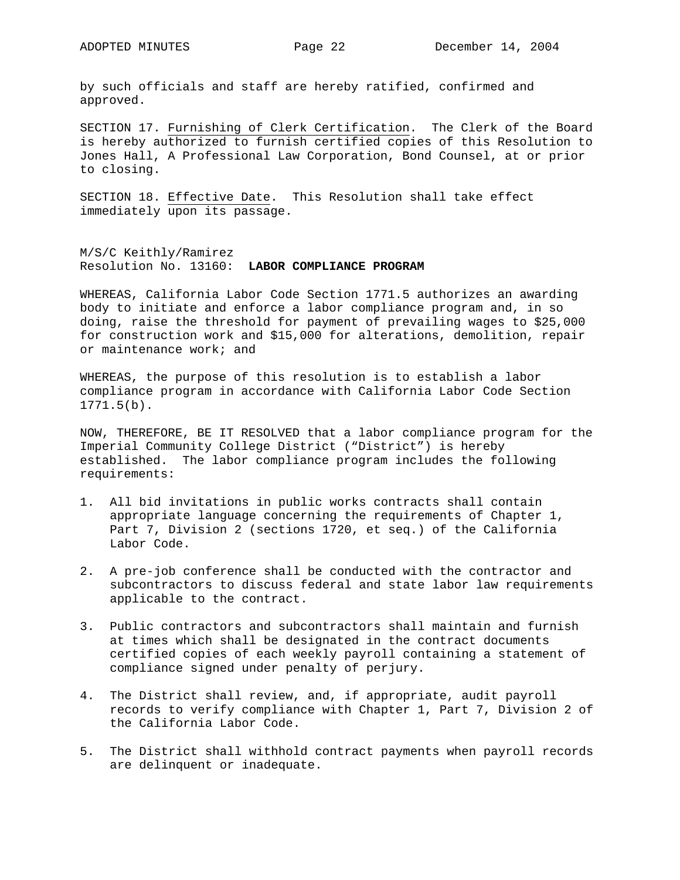by such officials and staff are hereby ratified, confirmed and approved.

SECTION 17. Furnishing of Clerk Certification. The Clerk of the Board is hereby authorized to furnish certified copies of this Resolution to Jones Hall, A Professional Law Corporation, Bond Counsel, at or prior to closing.

SECTION 18. Effective Date. This Resolution shall take effect immediately upon its passage.

M/S/C Keithly/Ramirez
Resolution No. 13160: **LABOR COMPLIANCE PROGRAM**

WHEREAS, California Labor Code Section 1771.5 authorizes an awarding body to initiate and enforce a labor compliance program and, in so doing, raise the threshold for payment of prevailing wages to $25,000 for construction work and $15,000 for alterations, demolition, repair or maintenance work; and

WHEREAS, the purpose of this resolution is to establish a labor compliance program in accordance with California Labor Code Section 1771.5(b).

NOW, THEREFORE, BE IT RESOLVED that a labor compliance program for the Imperial Community College District ("District") is hereby established. The labor compliance program includes the following requirements:

1. All bid invitations in public works contracts shall contain appropriate language concerning the requirements of Chapter 1, Part 7, Division 2 (sections 1720, et seq.) of the California Labor Code.

2. A pre-job conference shall be conducted with the contractor and subcontractors to discuss federal and state labor law requirements applicable to the contract.

3. Public contractors and subcontractors shall maintain and furnish at times which shall be designated in the contract documents certified copies of each weekly payroll containing a statement of compliance signed under penalty of perjury.

4. The District shall review, and, if appropriate, audit payroll records to verify compliance with Chapter 1, Part 7, Division 2 of the California Labor Code.

5. The District shall withhold contract payments when payroll records are delinquent or inadequate.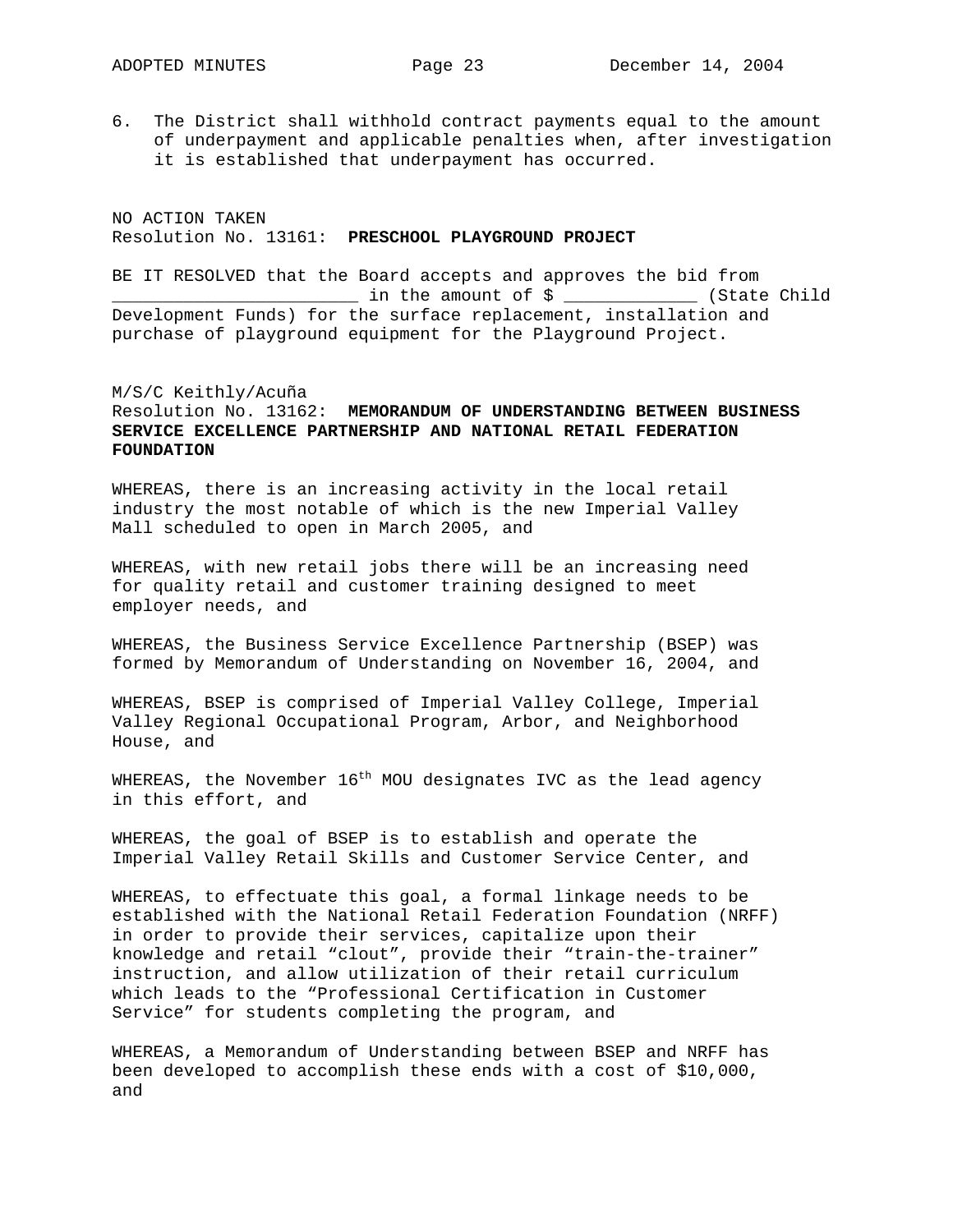6. The District shall withhold contract payments equal to the amount of underpayment and applicable penalties when, after investigation it is established that underpayment has occurred.

NO ACTION TAKEN
Resolution No. 13161: **PRESCHOOL PLAYGROUND PROJECT**

BE IT RESOLVED that the Board accepts and approves the bid from ________________________ in the amount of $ _____________ (State Child Development Funds) for the surface replacement, installation and purchase of playground equipment for the Playground Project.

M/S/C Keithly/Acuña
Resolution No. 13162: **MEMORANDUM OF UNDERSTANDING BETWEEN BUSINESS SERVICE EXCELLENCE PARTNERSHIP AND NATIONAL RETAIL FEDERATION FOUNDATION**

WHEREAS, there is an increasing activity in the local retail industry the most notable of which is the new Imperial Valley Mall scheduled to open in March 2005, and

WHEREAS, with new retail jobs there will be an increasing need for quality retail and customer training designed to meet employer needs, and

WHEREAS, the Business Service Excellence Partnership (BSEP) was formed by Memorandum of Understanding on November 16, 2004, and

WHEREAS, BSEP is comprised of Imperial Valley College, Imperial Valley Regional Occupational Program, Arbor, and Neighborhood House, and

WHEREAS, the November 16th MOU designates IVC as the lead agency in this effort, and

WHEREAS, the goal of BSEP is to establish and operate the Imperial Valley Retail Skills and Customer Service Center, and

WHEREAS, to effectuate this goal, a formal linkage needs to be established with the National Retail Federation Foundation (NRFF) in order to provide their services, capitalize upon their knowledge and retail "clout", provide their "train-the-trainer" instruction, and allow utilization of their retail curriculum which leads to the "Professional Certification in Customer Service" for students completing the program, and

WHEREAS, a Memorandum of Understanding between BSEP and NRFF has been developed to accomplish these ends with a cost of $10,000, and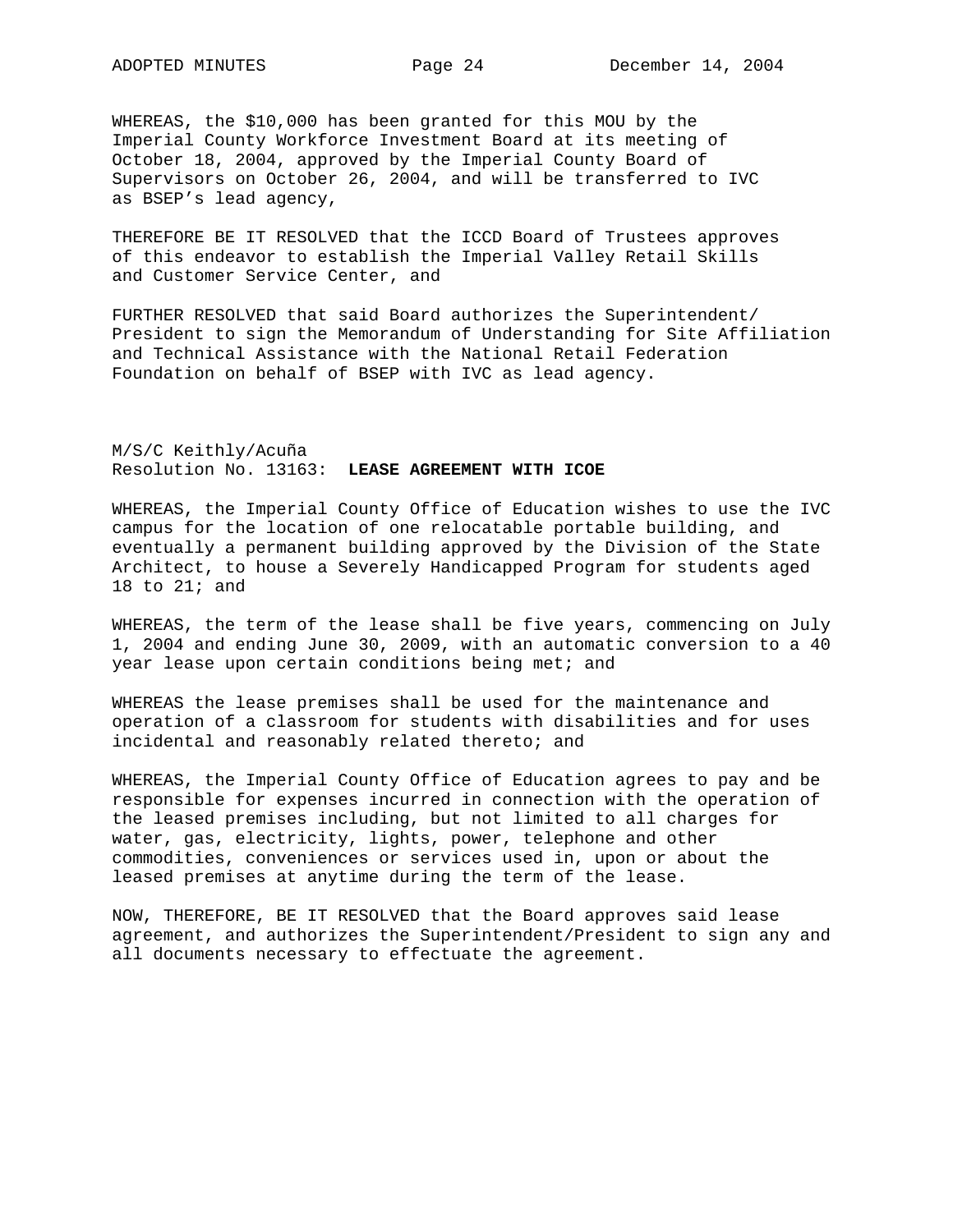WHEREAS, the $10,000 has been granted for this MOU by the Imperial County Workforce Investment Board at its meeting of October 18, 2004, approved by the Imperial County Board of Supervisors on October 26, 2004, and will be transferred to IVC as BSEP's lead agency,

THEREFORE BE IT RESOLVED that the ICCD Board of Trustees approves of this endeavor to establish the Imperial Valley Retail Skills and Customer Service Center, and

FURTHER RESOLVED that said Board authorizes the Superintendent/President to sign the Memorandum of Understanding for Site Affiliation and Technical Assistance with the National Retail Federation Foundation on behalf of BSEP with IVC as lead agency.

M/S/C Keithly/Acuña
Resolution No. 13163: **LEASE AGREEMENT WITH ICOE**

WHEREAS, the Imperial County Office of Education wishes to use the IVC campus for the location of one relocatable portable building, and eventually a permanent building approved by the Division of the State Architect, to house a Severely Handicapped Program for students aged 18 to 21; and

WHEREAS, the term of the lease shall be five years, commencing on July 1, 2004 and ending June 30, 2009, with an automatic conversion to a 40 year lease upon certain conditions being met; and

WHEREAS the lease premises shall be used for the maintenance and operation of a classroom for students with disabilities and for uses incidental and reasonably related thereto; and

WHEREAS, the Imperial County Office of Education agrees to pay and be responsible for expenses incurred in connection with the operation of the leased premises including, but not limited to all charges for water, gas, electricity, lights, power, telephone and other commodities, conveniences or services used in, upon or about the leased premises at anytime during the term of the lease.

NOW, THEREFORE, BE IT RESOLVED that the Board approves said lease agreement, and authorizes the Superintendent/President to sign any and all documents necessary to effectuate the agreement.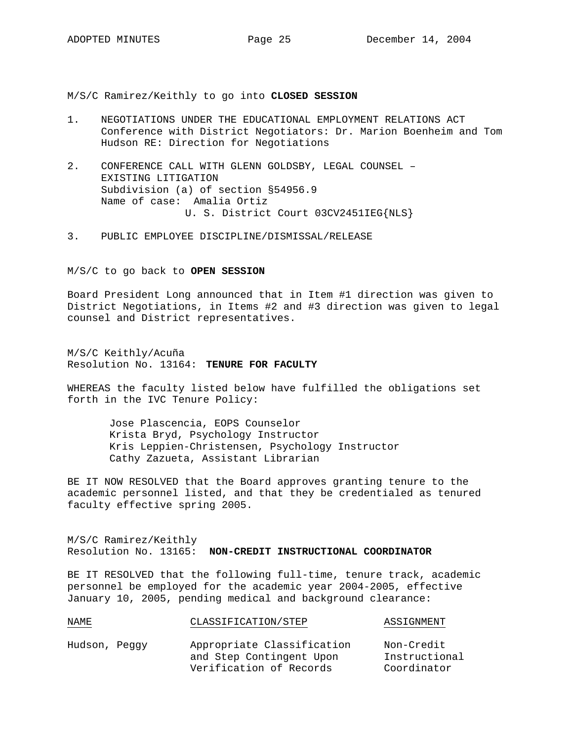M/S/C Ramirez/Keithly to go into **CLOSED SESSION**

1. NEGOTIATIONS UNDER THE EDUCATIONAL EMPLOYMENT RELATIONS ACT
   Conference with District Negotiators: Dr. Marion Boenheim and Tom Hudson RE: Direction for Negotiations

2. CONFERENCE CALL WITH GLENN GOLDSBY, LEGAL COUNSEL – EXISTING LITIGATION
   Subdivision (a) of section §54956.9
   Name of case: Amalia Ortiz
   U. S. District Court 03CV2451IEG{NLS}

3. PUBLIC EMPLOYEE DISCIPLINE/DISMISSAL/RELEASE

M/S/C to go back to **OPEN SESSION**

Board President Long announced that in Item #1 direction was given to District Negotiations, in Items #2 and #3 direction was given to legal counsel and District representatives.

M/S/C Keithly/Acuña
Resolution No. 13164: **TENURE FOR FACULTY**

WHEREAS the faculty listed below have fulfilled the obligations set forth in the IVC Tenure Policy:

Jose Plascencia, EOPS Counselor
Krista Bryd, Psychology Instructor
Kris Leppien-Christensen, Psychology Instructor
Cathy Zazueta, Assistant Librarian

BE IT NOW RESOLVED that the Board approves granting tenure to the academic personnel listed, and that they be credentialed as tenured faculty effective spring 2005.

M/S/C Ramirez/Keithly
Resolution No. 13165: **NON-CREDIT INSTRUCTIONAL COORDINATOR**

BE IT RESOLVED that the following full-time, tenure track, academic personnel be employed for the academic year 2004-2005, effective January 10, 2005, pending medical and background clearance:

| NAME | CLASSIFICATION/STEP | ASSIGNMENT |
|---|---|---|
| Hudson, Peggy | Appropriate Classification and Step Contingent Upon Verification of Records | Non-Credit Instructional Coordinator |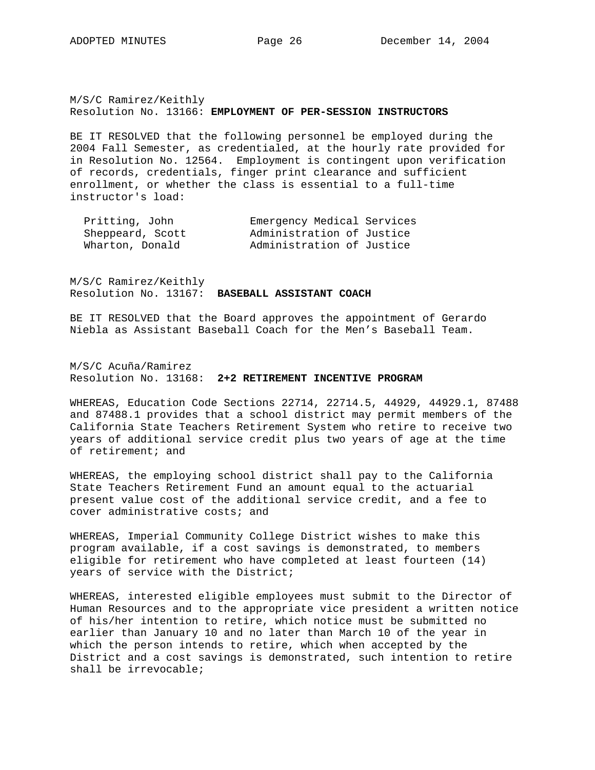M/S/C Ramirez/Keithly
Resolution No. 13166: **EMPLOYMENT OF PER-SESSION INSTRUCTORS**

BE IT RESOLVED that the following personnel be employed during the 2004 Fall Semester, as credentialed, at the hourly rate provided for in Resolution No. 12564. Employment is contingent upon verification of records, credentials, finger print clearance and sufficient enrollment, or whether the class is essential to a full-time instructor's load:

| | |
|---|---|
| Pritting, John | Emergency Medical Services |
| Sheppeard, Scott | Administration of Justice |
| Wharton, Donald | Administration of Justice |

M/S/C Ramirez/Keithly
Resolution No. 13167: **BASEBALL ASSISTANT COACH**

BE IT RESOLVED that the Board approves the appointment of Gerardo Niebla as Assistant Baseball Coach for the Men's Baseball Team.

M/S/C Acuña/Ramirez
Resolution No. 13168: **2+2 RETIREMENT INCENTIVE PROGRAM**

WHEREAS, Education Code Sections 22714, 22714.5, 44929, 44929.1, 87488 and 87488.1 provides that a school district may permit members of the California State Teachers Retirement System who retire to receive two years of additional service credit plus two years of age at the time of retirement; and

WHEREAS, the employing school district shall pay to the California State Teachers Retirement Fund an amount equal to the actuarial present value cost of the additional service credit, and a fee to cover administrative costs; and

WHEREAS, Imperial Community College District wishes to make this program available, if a cost savings is demonstrated, to members eligible for retirement who have completed at least fourteen (14) years of service with the District;

WHEREAS, interested eligible employees must submit to the Director of Human Resources and to the appropriate vice president a written notice of his/her intention to retire, which notice must be submitted no earlier than January 10 and no later than March 10 of the year in which the person intends to retire, which when accepted by the District and a cost savings is demonstrated, such intention to retire shall be irrevocable;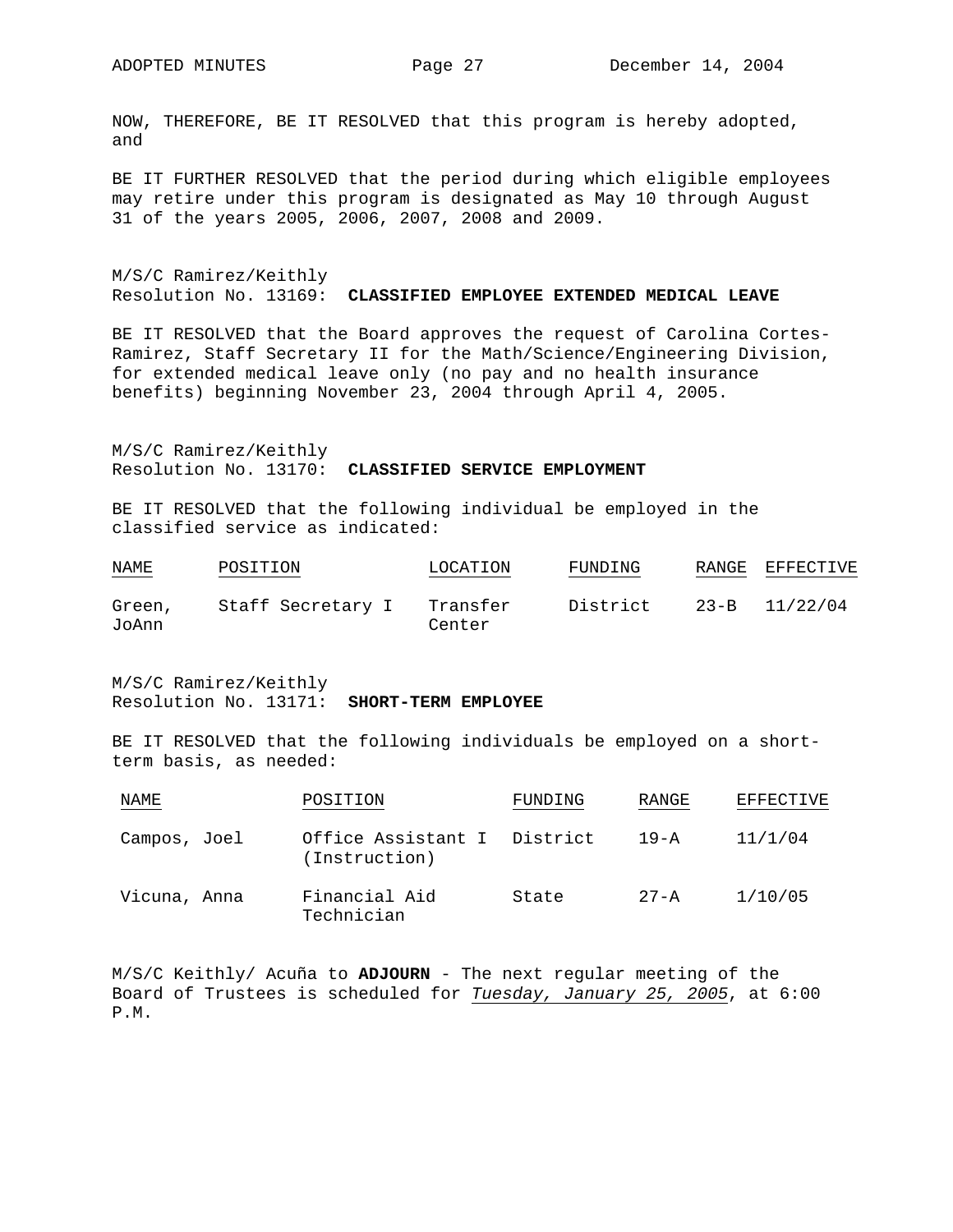NOW, THEREFORE, BE IT RESOLVED that this program is hereby adopted, and

BE IT FURTHER RESOLVED that the period during which eligible employees may retire under this program is designated as May 10 through August 31 of the years 2005, 2006, 2007, 2008 and 2009.

M/S/C Ramirez/Keithly
Resolution No. 13169: **CLASSIFIED EMPLOYEE EXTENDED MEDICAL LEAVE**

BE IT RESOLVED that the Board approves the request of Carolina Cortes-Ramirez, Staff Secretary II for the Math/Science/Engineering Division, for extended medical leave only (no pay and no health insurance benefits) beginning November 23, 2004 through April 4, 2005.

M/S/C Ramirez/Keithly
Resolution No. 13170: **CLASSIFIED SERVICE EMPLOYMENT**

BE IT RESOLVED that the following individual be employed in the classified service as indicated:

| NAME | POSITION | LOCATION | FUNDING | RANGE | EFFECTIVE |
|---|---|---|---|---|---|
| Green, JoAnn | Staff Secretary I | Transfer Center | District | 23-B | 11/22/04 |

M/S/C Ramirez/Keithly
Resolution No. 13171: **SHORT-TERM EMPLOYEE**

BE IT RESOLVED that the following individuals be employed on a short-term basis, as needed:

| NAME | POSITION | FUNDING | RANGE | EFFECTIVE |
|---|---|---|---|---|
| Campos, Joel | Office Assistant I (Instruction) | District | 19-A | 11/1/04 |
| Vicuna, Anna | Financial Aid Technician | State | 27-A | 1/10/05 |

M/S/C Keithly/ Acuña to **ADJOURN** - The next regular meeting of the Board of Trustees is scheduled for *Tuesday, January 25, 2005*, at 6:00 P.M.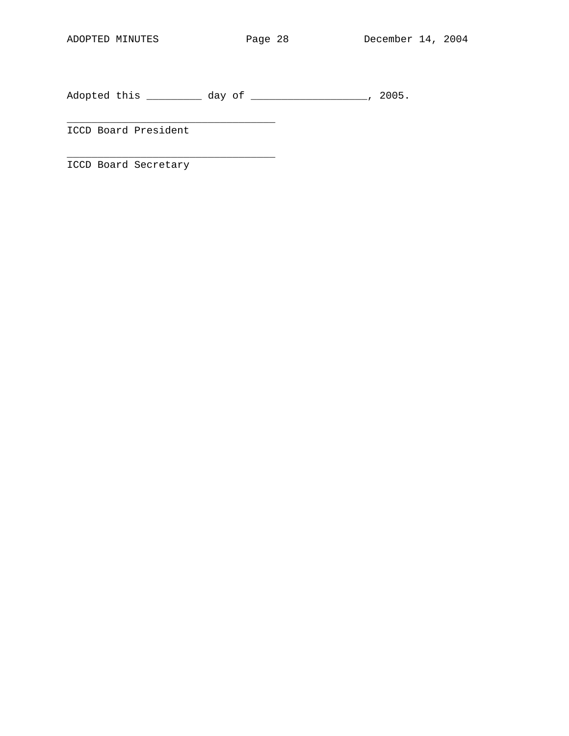Adopted this _________ day of ___________________, 2005.

__________________________________
ICCD Board President

__________________________________
ICCD Board Secretary